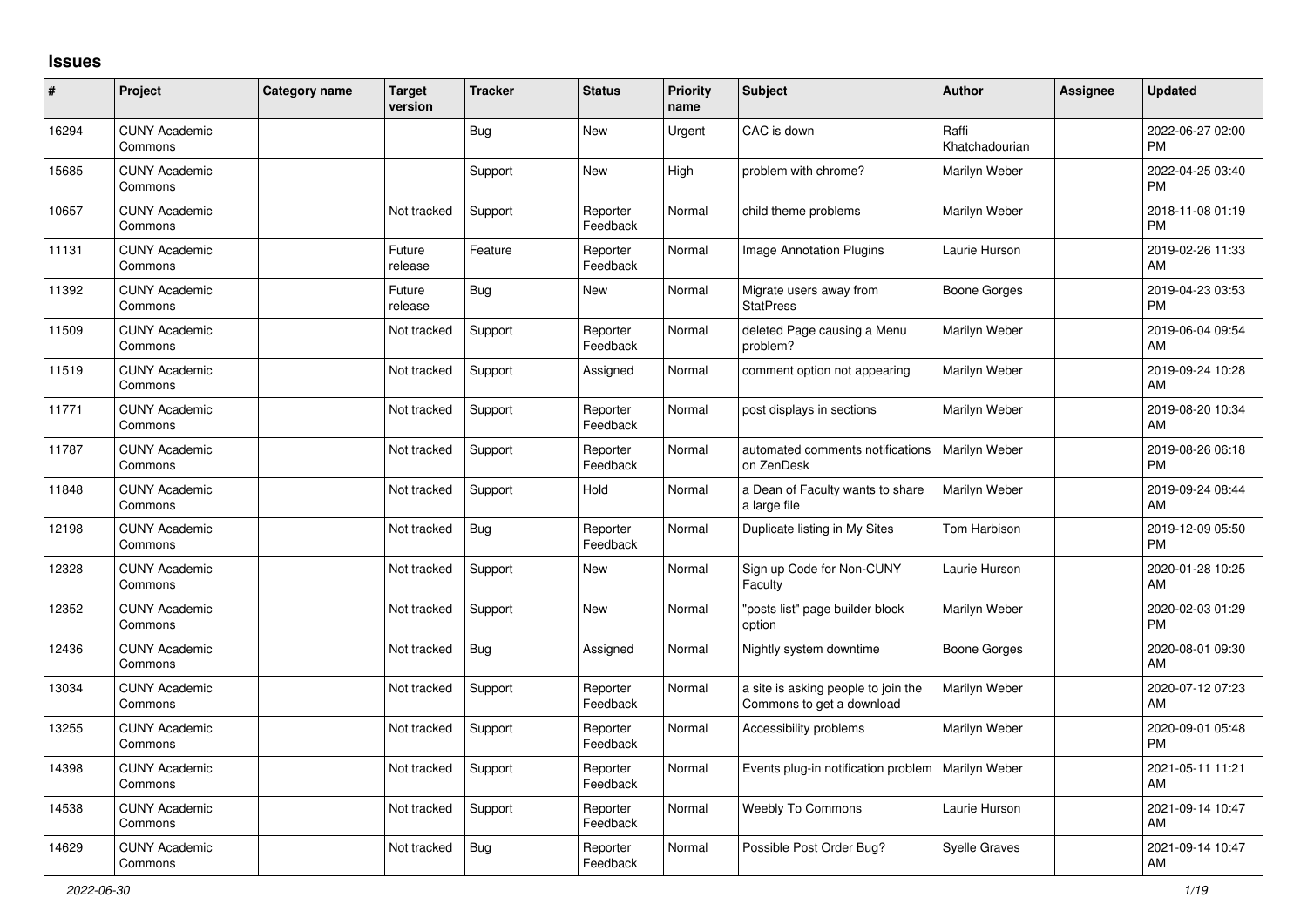## Issues

| # | Project | Category name | Target version | Tracker | Status | Priority name | Subject | Author | Assignee | Updated |
|---|---|---|---|---|---|---|---|---|---|---|
| 16294 | CUNY Academic Commons | | | Bug | New | Urgent | CAC is down | Raffi Khatchadourian | | 2022-06-27 02:00 PM |
| 15685 | CUNY Academic Commons | | | Support | New | High | problem with chrome? | Marilyn Weber | | 2022-04-25 03:40 PM |
| 10657 | CUNY Academic Commons | | Not tracked | Support | Reporter Feedback | Normal | child theme problems | Marilyn Weber | | 2018-11-08 01:19 PM |
| 11131 | CUNY Academic Commons | | Future release | Feature | Reporter Feedback | Normal | Image Annotation Plugins | Laurie Hurson | | 2019-02-26 11:33 AM |
| 11392 | CUNY Academic Commons | | Future release | Bug | New | Normal | Migrate users away from StatPress | Boone Gorges | | 2019-04-23 03:53 PM |
| 11509 | CUNY Academic Commons | | Not tracked | Support | Reporter Feedback | Normal | deleted Page causing a Menu problem? | Marilyn Weber | | 2019-06-04 09:54 AM |
| 11519 | CUNY Academic Commons | | Not tracked | Support | Assigned | Normal | comment option not appearing | Marilyn Weber | | 2019-09-24 10:28 AM |
| 11771 | CUNY Academic Commons | | Not tracked | Support | Reporter Feedback | Normal | post displays in sections | Marilyn Weber | | 2019-08-20 10:34 AM |
| 11787 | CUNY Academic Commons | | Not tracked | Support | Reporter Feedback | Normal | automated comments notifications on ZenDesk | Marilyn Weber | | 2019-08-26 06:18 PM |
| 11848 | CUNY Academic Commons | | Not tracked | Support | Hold | Normal | a Dean of Faculty wants to share a large file | Marilyn Weber | | 2019-09-24 08:44 AM |
| 12198 | CUNY Academic Commons | | Not tracked | Bug | Reporter Feedback | Normal | Duplicate listing in My Sites | Tom Harbison | | 2019-12-09 05:50 PM |
| 12328 | CUNY Academic Commons | | Not tracked | Support | New | Normal | Sign up Code for Non-CUNY Faculty | Laurie Hurson | | 2020-01-28 10:25 AM |
| 12352 | CUNY Academic Commons | | Not tracked | Support | New | Normal | "posts list" page builder block option | Marilyn Weber | | 2020-02-03 01:29 PM |
| 12436 | CUNY Academic Commons | | Not tracked | Bug | Assigned | Normal | Nightly system downtime | Boone Gorges | | 2020-08-01 09:30 AM |
| 13034 | CUNY Academic Commons | | Not tracked | Support | Reporter Feedback | Normal | a site is asking people to join the Commons to get a download | Marilyn Weber | | 2020-07-12 07:23 AM |
| 13255 | CUNY Academic Commons | | Not tracked | Support | Reporter Feedback | Normal | Accessibility problems | Marilyn Weber | | 2020-09-01 05:48 PM |
| 14398 | CUNY Academic Commons | | Not tracked | Support | Reporter Feedback | Normal | Events plug-in notification problem | Marilyn Weber | | 2021-05-11 11:21 AM |
| 14538 | CUNY Academic Commons | | Not tracked | Support | Reporter Feedback | Normal | Weebly To Commons | Laurie Hurson | | 2021-09-14 10:47 AM |
| 14629 | CUNY Academic Commons | | Not tracked | Bug | Reporter Feedback | Normal | Possible Post Order Bug? | Syelle Graves | | 2021-09-14 10:47 AM |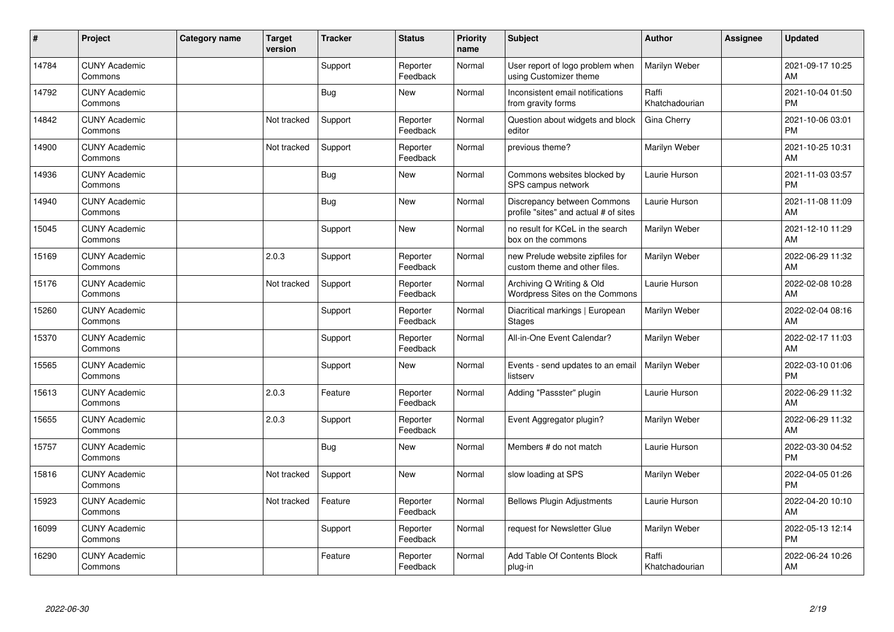| # | Project | Category name | Target version | Tracker | Status | Priority name | Subject | Author | Assignee | Updated |
|---|---|---|---|---|---|---|---|---|---|---|
| 14784 | CUNY Academic Commons | | | Support | Reporter Feedback | Normal | User report of logo problem when using Customizer theme | Marilyn Weber | | 2021-09-17 10:25 AM |
| 14792 | CUNY Academic Commons | | | Bug | New | Normal | Inconsistent email notifications from gravity forms | Raffi Khatchadourian | | 2021-10-04 01:50 PM |
| 14842 | CUNY Academic Commons | | Not tracked | Support | Reporter Feedback | Normal | Question about widgets and block editor | Gina Cherry | | 2021-10-06 03:01 PM |
| 14900 | CUNY Academic Commons | | Not tracked | Support | Reporter Feedback | Normal | previous theme? | Marilyn Weber | | 2021-10-25 10:31 AM |
| 14936 | CUNY Academic Commons | | | Bug | New | Normal | Commons websites blocked by SPS campus network | Laurie Hurson | | 2021-11-03 03:57 PM |
| 14940 | CUNY Academic Commons | | | Bug | New | Normal | Discrepancy between Commons profile "sites" and actual # of sites | Laurie Hurson | | 2021-11-08 11:09 AM |
| 15045 | CUNY Academic Commons | | | Support | New | Normal | no result for KCeL in the search box on the commons | Marilyn Weber | | 2021-12-10 11:29 AM |
| 15169 | CUNY Academic Commons | | 2.0.3 | Support | Reporter Feedback | Normal | new Prelude website zipfiles for custom theme and other files. | Marilyn Weber | | 2022-06-29 11:32 AM |
| 15176 | CUNY Academic Commons | | Not tracked | Support | Reporter Feedback | Normal | Archiving Q Writing & Old Wordpress Sites on the Commons | Laurie Hurson | | 2022-02-08 10:28 AM |
| 15260 | CUNY Academic Commons | | | Support | Reporter Feedback | Normal | Diacritical markings \| European Stages | Marilyn Weber | | 2022-02-04 08:16 AM |
| 15370 | CUNY Academic Commons | | | Support | Reporter Feedback | Normal | All-in-One Event Calendar? | Marilyn Weber | | 2022-02-17 11:03 AM |
| 15565 | CUNY Academic Commons | | | Support | New | Normal | Events - send updates to an email listserv | Marilyn Weber | | 2022-03-10 01:06 PM |
| 15613 | CUNY Academic Commons | | 2.0.3 | Feature | Reporter Feedback | Normal | Adding "Passster" plugin | Laurie Hurson | | 2022-06-29 11:32 AM |
| 15655 | CUNY Academic Commons | | 2.0.3 | Support | Reporter Feedback | Normal | Event Aggregator plugin? | Marilyn Weber | | 2022-06-29 11:32 AM |
| 15757 | CUNY Academic Commons | | | Bug | New | Normal | Members # do not match | Laurie Hurson | | 2022-03-30 04:52 PM |
| 15816 | CUNY Academic Commons | | Not tracked | Support | New | Normal | slow loading at SPS | Marilyn Weber | | 2022-04-05 01:26 PM |
| 15923 | CUNY Academic Commons | | Not tracked | Feature | Reporter Feedback | Normal | Bellows Plugin Adjustments | Laurie Hurson | | 2022-04-20 10:10 AM |
| 16099 | CUNY Academic Commons | | | Support | Reporter Feedback | Normal | request for Newsletter Glue | Marilyn Weber | | 2022-05-13 12:14 PM |
| 16290 | CUNY Academic Commons | | | Feature | Reporter Feedback | Normal | Add Table Of Contents Block plug-in | Raffi Khatchadourian | | 2022-06-24 10:26 AM |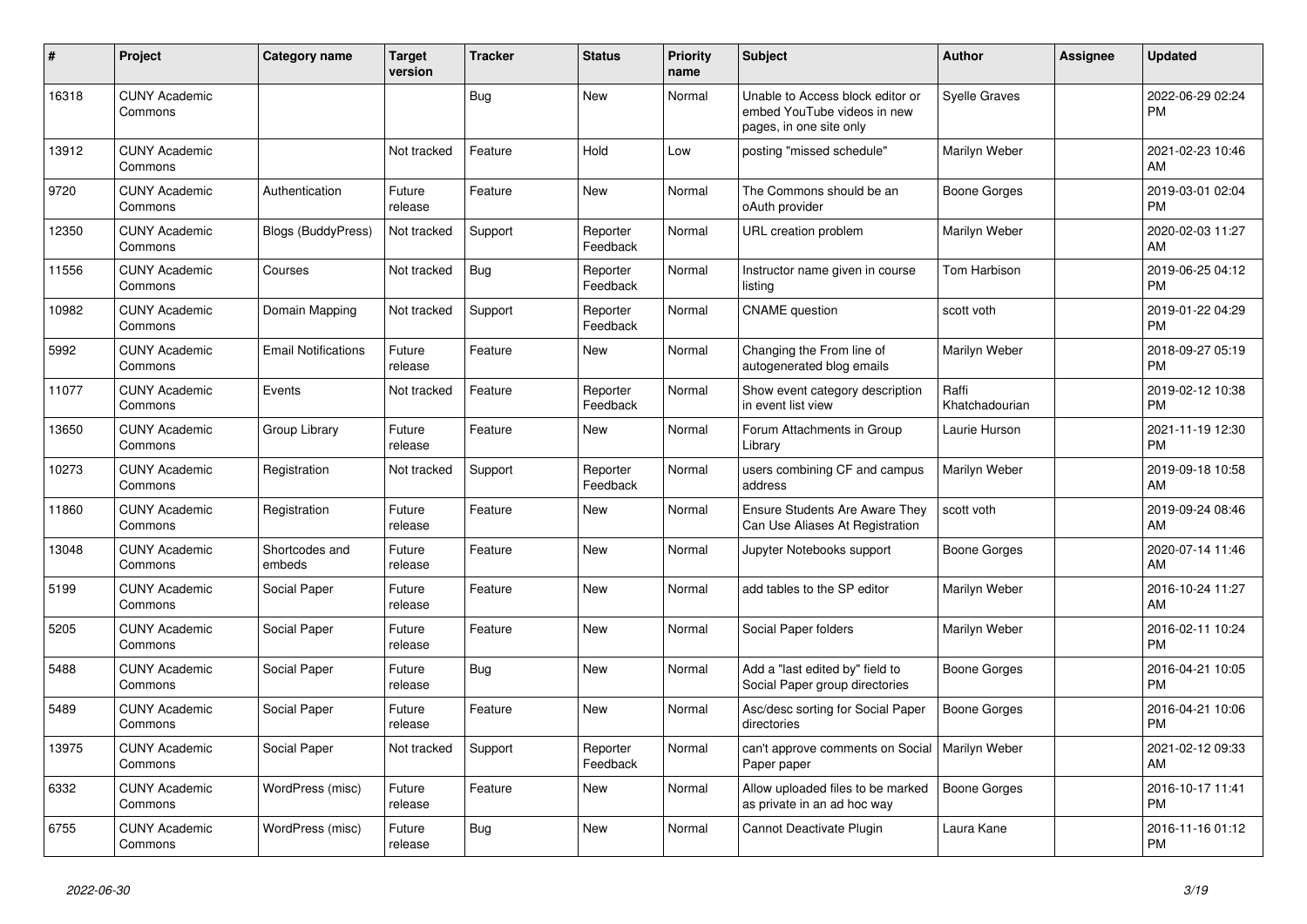| # | Project | Category name | Target version | Tracker | Status | Priority name | Subject | Author | Assignee | Updated |
|---|---|---|---|---|---|---|---|---|---|---|
| 16318 | CUNY Academic Commons | | | Bug | New | Normal | Unable to Access block editor or embed YouTube videos in new pages, in one site only | Syelle Graves | | 2022-06-29 02:24 PM |
| 13912 | CUNY Academic Commons | | Not tracked | Feature | Hold | Low | posting "missed schedule" | Marilyn Weber | | 2021-02-23 10:46 AM |
| 9720 | CUNY Academic Commons | Authentication | Future release | Feature | New | Normal | The Commons should be an oAuth provider | Boone Gorges | | 2019-03-01 02:04 PM |
| 12350 | CUNY Academic Commons | Blogs (BuddyPress) | Not tracked | Support | Reporter Feedback | Normal | URL creation problem | Marilyn Weber | | 2020-02-03 11:27 AM |
| 11556 | CUNY Academic Commons | Courses | Not tracked | Bug | Reporter Feedback | Normal | Instructor name given in course listing | Tom Harbison | | 2019-06-25 04:12 PM |
| 10982 | CUNY Academic Commons | Domain Mapping | Not tracked | Support | Reporter Feedback | Normal | CNAME question | scott voth | | 2019-01-22 04:29 PM |
| 5992 | CUNY Academic Commons | Email Notifications | Future release | Feature | New | Normal | Changing the From line of autogenerated blog emails | Marilyn Weber | | 2018-09-27 05:19 PM |
| 11077 | CUNY Academic Commons | Events | Not tracked | Feature | Reporter Feedback | Normal | Show event category description in event list view | Raffi Khatchadourian | | 2019-02-12 10:38 PM |
| 13650 | CUNY Academic Commons | Group Library | Future release | Feature | New | Normal | Forum Attachments in Group Library | Laurie Hurson | | 2021-11-19 12:30 PM |
| 10273 | CUNY Academic Commons | Registration | Not tracked | Support | Reporter Feedback | Normal | users combining CF and campus address | Marilyn Weber | | 2019-09-18 10:58 AM |
| 11860 | CUNY Academic Commons | Registration | Future release | Feature | New | Normal | Ensure Students Are Aware They Can Use Aliases At Registration | scott voth | | 2019-09-24 08:46 AM |
| 13048 | CUNY Academic Commons | Shortcodes and embeds | Future release | Feature | New | Normal | Jupyter Notebooks support | Boone Gorges | | 2020-07-14 11:46 AM |
| 5199 | CUNY Academic Commons | Social Paper | Future release | Feature | New | Normal | add tables to the SP editor | Marilyn Weber | | 2016-10-24 11:27 AM |
| 5205 | CUNY Academic Commons | Social Paper | Future release | Feature | New | Normal | Social Paper folders | Marilyn Weber | | 2016-02-11 10:24 PM |
| 5488 | CUNY Academic Commons | Social Paper | Future release | Bug | New | Normal | Add a "last edited by" field to Social Paper group directories | Boone Gorges | | 2016-04-21 10:05 PM |
| 5489 | CUNY Academic Commons | Social Paper | Future release | Feature | New | Normal | Asc/desc sorting for Social Paper directories | Boone Gorges | | 2016-04-21 10:06 PM |
| 13975 | CUNY Academic Commons | Social Paper | Not tracked | Support | Reporter Feedback | Normal | can't approve comments on Social Paper paper | Marilyn Weber | | 2021-02-12 09:33 AM |
| 6332 | CUNY Academic Commons | WordPress (misc) | Future release | Feature | New | Normal | Allow uploaded files to be marked as private in an ad hoc way | Boone Gorges | | 2016-10-17 11:41 PM |
| 6755 | CUNY Academic Commons | WordPress (misc) | Future release | Bug | New | Normal | Cannot Deactivate Plugin | Laura Kane | | 2016-11-16 01:12 PM |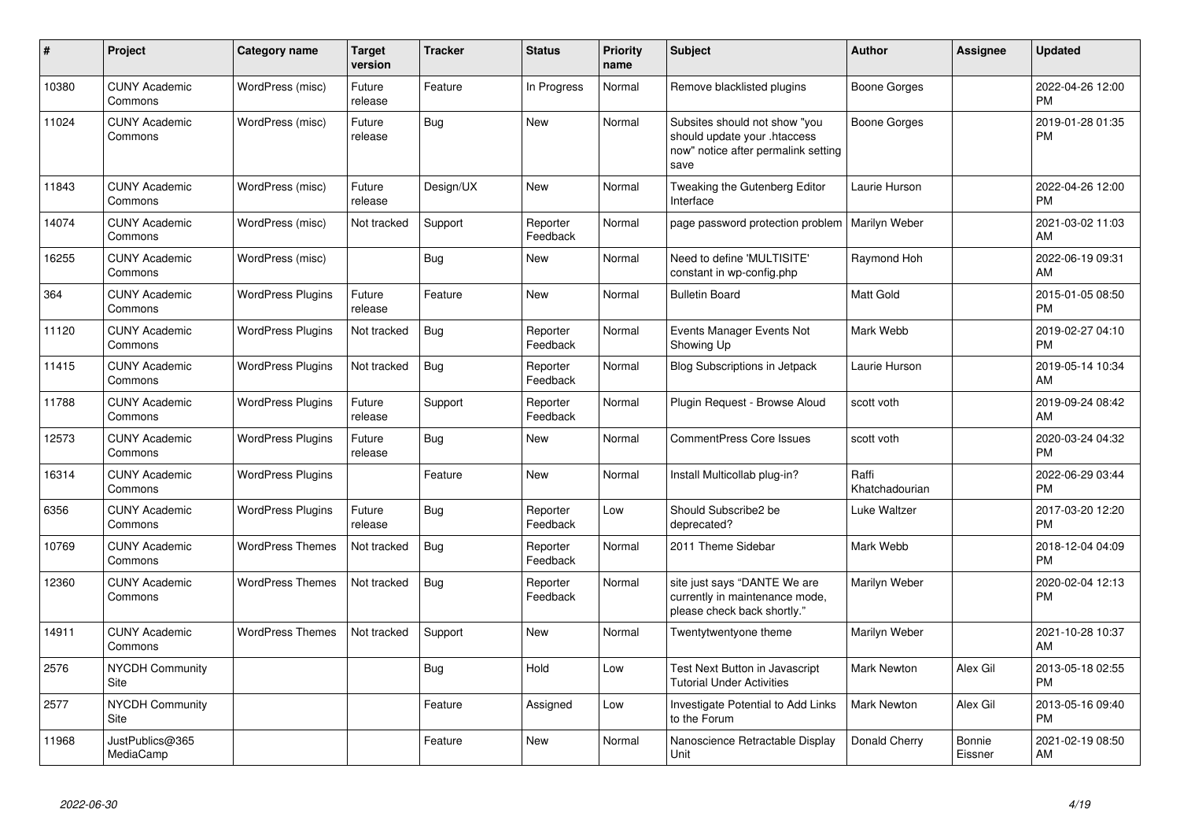| # | Project | Category name | Target version | Tracker | Status | Priority name | Subject | Author | Assignee | Updated |
|---|---|---|---|---|---|---|---|---|---|---|
| 10380 | CUNY Academic Commons | WordPress (misc) | Future release | Feature | In Progress | Normal | Remove blacklisted plugins | Boone Gorges | | 2022-04-26 12:00 PM |
| 11024 | CUNY Academic Commons | WordPress (misc) | Future release | Bug | New | Normal | Subsites should not show "you should update your .htaccess now" notice after permalink setting save | Boone Gorges | | 2019-01-28 01:35 PM |
| 11843 | CUNY Academic Commons | WordPress (misc) | Future release | Design/UX | New | Normal | Tweaking the Gutenberg Editor Interface | Laurie Hurson | | 2022-04-26 12:00 PM |
| 14074 | CUNY Academic Commons | WordPress (misc) | Not tracked | Support | Reporter Feedback | Normal | page password protection problem | Marilyn Weber | | 2021-03-02 11:03 AM |
| 16255 | CUNY Academic Commons | WordPress (misc) | | Bug | New | Normal | Need to define 'MULTISITE' constant in wp-config.php | Raymond Hoh | | 2022-06-19 09:31 AM |
| 364 | CUNY Academic Commons | WordPress Plugins | Future release | Feature | New | Normal | Bulletin Board | Matt Gold | | 2015-01-05 08:50 PM |
| 11120 | CUNY Academic Commons | WordPress Plugins | Not tracked | Bug | Reporter Feedback | Normal | Events Manager Events Not Showing Up | Mark Webb | | 2019-02-27 04:10 PM |
| 11415 | CUNY Academic Commons | WordPress Plugins | Not tracked | Bug | Reporter Feedback | Normal | Blog Subscriptions in Jetpack | Laurie Hurson | | 2019-05-14 10:34 AM |
| 11788 | CUNY Academic Commons | WordPress Plugins | Future release | Support | Reporter Feedback | Normal | Plugin Request - Browse Aloud | scott voth | | 2019-09-24 08:42 AM |
| 12573 | CUNY Academic Commons | WordPress Plugins | Future release | Bug | New | Normal | CommentPress Core Issues | scott voth | | 2020-03-24 04:32 PM |
| 16314 | CUNY Academic Commons | WordPress Plugins | | Feature | New | Normal | Install Multicollab plug-in? | Raffi Khatchadourian | | 2022-06-29 03:44 PM |
| 6356 | CUNY Academic Commons | WordPress Plugins | Future release | Bug | Reporter Feedback | Low | Should Subscribe2 be deprecated? | Luke Waltzer | | 2017-03-20 12:20 PM |
| 10769 | CUNY Academic Commons | WordPress Themes | Not tracked | Bug | Reporter Feedback | Normal | 2011 Theme Sidebar | Mark Webb | | 2018-12-04 04:09 PM |
| 12360 | CUNY Academic Commons | WordPress Themes | Not tracked | Bug | Reporter Feedback | Normal | site just says "DANTE We are currently in maintenance mode, please check back shortly." | Marilyn Weber | | 2020-02-04 12:13 PM |
| 14911 | CUNY Academic Commons | WordPress Themes | Not tracked | Support | New | Normal | Twentytwentyone theme | Marilyn Weber | | 2021-10-28 10:37 AM |
| 2576 | NYCDH Community Site | | | Bug | Hold | Low | Test Next Button in Javascript Tutorial Under Activities | Mark Newton | Alex Gil | 2013-05-18 02:55 PM |
| 2577 | NYCDH Community Site | | | Feature | Assigned | Low | Investigate Potential to Add Links to the Forum | Mark Newton | Alex Gil | 2013-05-16 09:40 PM |
| 11968 | JustPublics@365 MediaCamp | | | Feature | New | Normal | Nanoscience Retractable Display Unit | Donald Cherry | Bonnie Eissner | 2021-02-19 08:50 AM |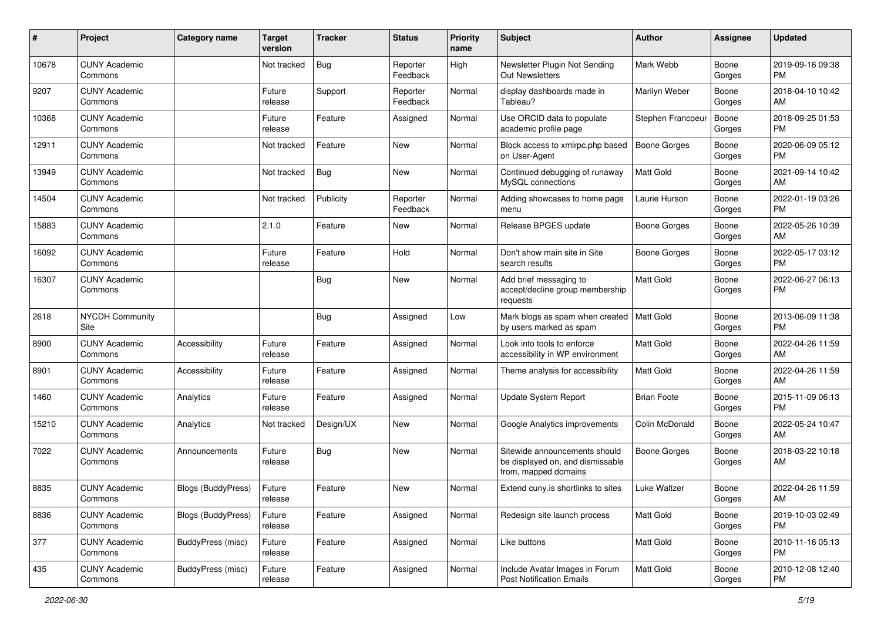| # | Project | Category name | Target version | Tracker | Status | Priority name | Subject | Author | Assignee | Updated |
|---|---|---|---|---|---|---|---|---|---|---|
| 10678 | CUNY Academic Commons | | Not tracked | Bug | Reporter Feedback | High | Newsletter Plugin Not Sending Out Newsletters | Mark Webb | Boone Gorges | 2019-09-16 09:38 PM |
| 9207 | CUNY Academic Commons | | Future release | Support | Reporter Feedback | Normal | display dashboards made in Tableau? | Marilyn Weber | Boone Gorges | 2018-04-10 10:42 AM |
| 10368 | CUNY Academic Commons | | Future release | Feature | Assigned | Normal | Use ORCID data to populate academic profile page | Stephen Francoeur | Boone Gorges | 2018-09-25 01:53 PM |
| 12911 | CUNY Academic Commons | | Not tracked | Feature | New | Normal | Block access to xmlrpc.php based on User-Agent | Boone Gorges | Boone Gorges | 2020-06-09 05:12 PM |
| 13949 | CUNY Academic Commons | | Not tracked | Bug | New | Normal | Continued debugging of runaway MySQL connections | Matt Gold | Boone Gorges | 2021-09-14 10:42 AM |
| 14504 | CUNY Academic Commons | | Not tracked | Publicity | Reporter Feedback | Normal | Adding showcases to home page menu | Laurie Hurson | Boone Gorges | 2022-01-19 03:26 PM |
| 15883 | CUNY Academic Commons | | 2.1.0 | Feature | New | Normal | Release BPGES update | Boone Gorges | Boone Gorges | 2022-05-26 10:39 AM |
| 16092 | CUNY Academic Commons | | Future release | Feature | Hold | Normal | Don't show main site in Site search results | Boone Gorges | Boone Gorges | 2022-05-17 03:12 PM |
| 16307 | CUNY Academic Commons | | | Bug | New | Normal | Add brief messaging to accept/decline group membership requests | Matt Gold | Boone Gorges | 2022-06-27 06:13 PM |
| 2618 | NYCDH Community Site | | | Bug | Assigned | Low | Mark blogs as spam when created by users marked as spam | Matt Gold | Boone Gorges | 2013-06-09 11:38 PM |
| 8900 | CUNY Academic Commons | Accessibility | Future release | Feature | Assigned | Normal | Look into tools to enforce accessibility in WP environment | Matt Gold | Boone Gorges | 2022-04-26 11:59 AM |
| 8901 | CUNY Academic Commons | Accessibility | Future release | Feature | Assigned | Normal | Theme analysis for accessibility | Matt Gold | Boone Gorges | 2022-04-26 11:59 AM |
| 1460 | CUNY Academic Commons | Analytics | Future release | Feature | Assigned | Normal | Update System Report | Brian Foote | Boone Gorges | 2015-11-09 06:13 PM |
| 15210 | CUNY Academic Commons | Analytics | Not tracked | Design/UX | New | Normal | Google Analytics improvements | Colin McDonald | Boone Gorges | 2022-05-24 10:47 AM |
| 7022 | CUNY Academic Commons | Announcements | Future release | Bug | New | Normal | Sitewide announcements should be displayed on, and dismissable from, mapped domains | Boone Gorges | Boone Gorges | 2018-03-22 10:18 AM |
| 8835 | CUNY Academic Commons | Blogs (BuddyPress) | Future release | Feature | New | Normal | Extend cuny.is shortlinks to sites | Luke Waltzer | Boone Gorges | 2022-04-26 11:59 AM |
| 8836 | CUNY Academic Commons | Blogs (BuddyPress) | Future release | Feature | Assigned | Normal | Redesign site launch process | Matt Gold | Boone Gorges | 2019-10-03 02:49 PM |
| 377 | CUNY Academic Commons | BuddyPress (misc) | Future release | Feature | Assigned | Normal | Like buttons | Matt Gold | Boone Gorges | 2010-11-16 05:13 PM |
| 435 | CUNY Academic Commons | BuddyPress (misc) | Future release | Feature | Assigned | Normal | Include Avatar Images in Forum Post Notification Emails | Matt Gold | Boone Gorges | 2010-12-08 12:40 PM |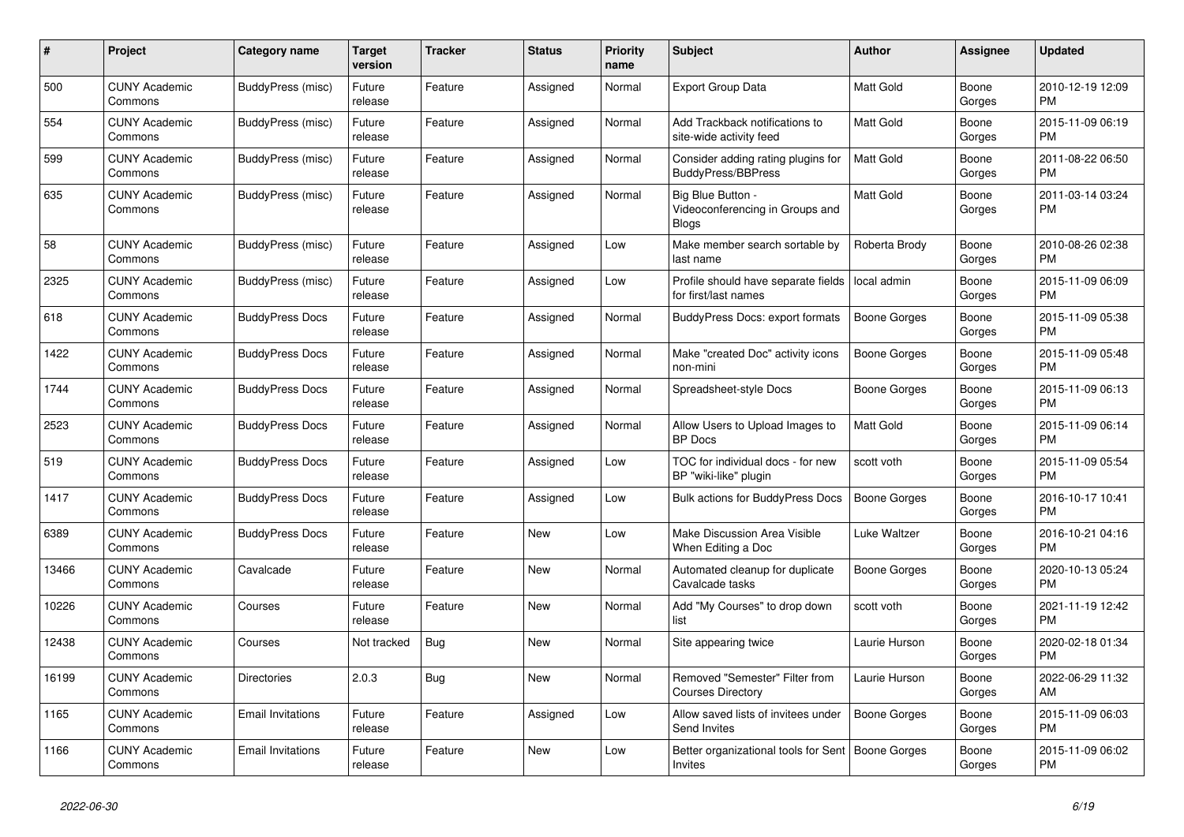| # | Project | Category name | Target version | Tracker | Status | Priority name | Subject | Author | Assignee | Updated |
|---|---|---|---|---|---|---|---|---|---|---|
| 500 | CUNY Academic Commons | BuddyPress (misc) | Future release | Feature | Assigned | Normal | Export Group Data | Matt Gold | Boone Gorges | 2010-12-19 12:09 PM |
| 554 | CUNY Academic Commons | BuddyPress (misc) | Future release | Feature | Assigned | Normal | Add Trackback notifications to site-wide activity feed | Matt Gold | Boone Gorges | 2015-11-09 06:19 PM |
| 599 | CUNY Academic Commons | BuddyPress (misc) | Future release | Feature | Assigned | Normal | Consider adding rating plugins for BuddyPress/BBPress | Matt Gold | Boone Gorges | 2011-08-22 06:50 PM |
| 635 | CUNY Academic Commons | BuddyPress (misc) | Future release | Feature | Assigned | Normal | Big Blue Button - Videoconferencing in Groups and Blogs | Matt Gold | Boone Gorges | 2011-03-14 03:24 PM |
| 58 | CUNY Academic Commons | BuddyPress (misc) | Future release | Feature | Assigned | Low | Make member search sortable by last name | Roberta Brody | Boone Gorges | 2010-08-26 02:38 PM |
| 2325 | CUNY Academic Commons | BuddyPress (misc) | Future release | Feature | Assigned | Low | Profile should have separate fields for first/last names | local admin | Boone Gorges | 2015-11-09 06:09 PM |
| 618 | CUNY Academic Commons | BuddyPress Docs | Future release | Feature | Assigned | Normal | BuddyPress Docs: export formats | Boone Gorges | Boone Gorges | 2015-11-09 05:38 PM |
| 1422 | CUNY Academic Commons | BuddyPress Docs | Future release | Feature | Assigned | Normal | Make "created Doc" activity icons non-mini | Boone Gorges | Boone Gorges | 2015-11-09 05:48 PM |
| 1744 | CUNY Academic Commons | BuddyPress Docs | Future release | Feature | Assigned | Normal | Spreadsheet-style Docs | Boone Gorges | Boone Gorges | 2015-11-09 06:13 PM |
| 2523 | CUNY Academic Commons | BuddyPress Docs | Future release | Feature | Assigned | Normal | Allow Users to Upload Images to BP Docs | Matt Gold | Boone Gorges | 2015-11-09 06:14 PM |
| 519 | CUNY Academic Commons | BuddyPress Docs | Future release | Feature | Assigned | Low | TOC for individual docs - for new BP "wiki-like" plugin | scott voth | Boone Gorges | 2015-11-09 05:54 PM |
| 1417 | CUNY Academic Commons | BuddyPress Docs | Future release | Feature | Assigned | Low | Bulk actions for BuddyPress Docs | Boone Gorges | Boone Gorges | 2016-10-17 10:41 PM |
| 6389 | CUNY Academic Commons | BuddyPress Docs | Future release | Feature | New | Low | Make Discussion Area Visible When Editing a Doc | Luke Waltzer | Boone Gorges | 2016-10-21 04:16 PM |
| 13466 | CUNY Academic Commons | Cavalcade | Future release | Feature | New | Normal | Automated cleanup for duplicate Cavalcade tasks | Boone Gorges | Boone Gorges | 2020-10-13 05:24 PM |
| 10226 | CUNY Academic Commons | Courses | Future release | Feature | New | Normal | Add "My Courses" to drop down list | scott voth | Boone Gorges | 2021-11-19 12:42 PM |
| 12438 | CUNY Academic Commons | Courses | Not tracked | Bug | New | Normal | Site appearing twice | Laurie Hurson | Boone Gorges | 2020-02-18 01:34 PM |
| 16199 | CUNY Academic Commons | Directories | 2.0.3 | Bug | New | Normal | Removed "Semester" Filter from Courses Directory | Laurie Hurson | Boone Gorges | 2022-06-29 11:32 AM |
| 1165 | CUNY Academic Commons | Email Invitations | Future release | Feature | Assigned | Low | Allow saved lists of invitees under Send Invites | Boone Gorges | Boone Gorges | 2015-11-09 06:03 PM |
| 1166 | CUNY Academic Commons | Email Invitations | Future release | Feature | New | Low | Better organizational tools for Sent Invites | Boone Gorges | Boone Gorges | 2015-11-09 06:02 PM |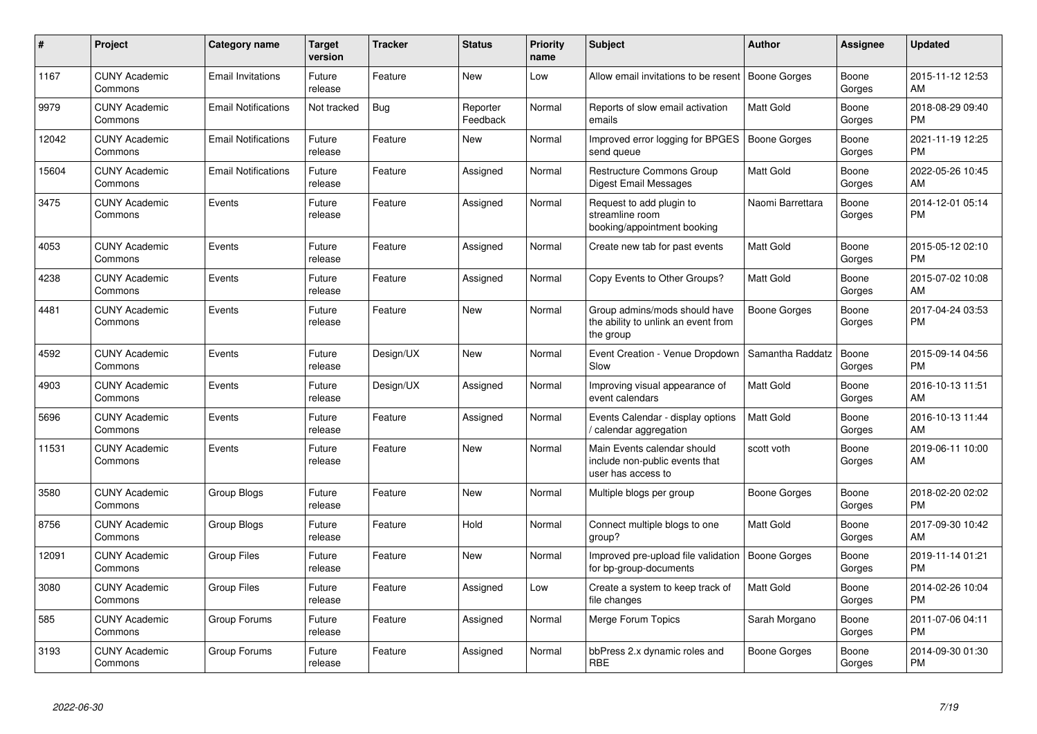| # | Project | Category name | Target version | Tracker | Status | Priority name | Subject | Author | Assignee | Updated |
|---|---|---|---|---|---|---|---|---|---|---|
| 1167 | CUNY Academic Commons | Email Invitations | Future release | Feature | New | Low | Allow email invitations to be resent | Boone Gorges | Boone Gorges | 2015-11-12 12:53 AM |
| 9979 | CUNY Academic Commons | Email Notifications | Not tracked | Bug | Reporter Feedback | Normal | Reports of slow email activation emails | Matt Gold | Boone Gorges | 2018-08-29 09:40 PM |
| 12042 | CUNY Academic Commons | Email Notifications | Future release | Feature | New | Normal | Improved error logging for BPGES send queue | Boone Gorges | Boone Gorges | 2021-11-19 12:25 PM |
| 15604 | CUNY Academic Commons | Email Notifications | Future release | Feature | Assigned | Normal | Restructure Commons Group Digest Email Messages | Matt Gold | Boone Gorges | 2022-05-26 10:45 AM |
| 3475 | CUNY Academic Commons | Events | Future release | Feature | Assigned | Normal | Request to add plugin to streamline room booking/appointment booking | Naomi Barrettara | Boone Gorges | 2014-12-01 05:14 PM |
| 4053 | CUNY Academic Commons | Events | Future release | Feature | Assigned | Normal | Create new tab for past events | Matt Gold | Boone Gorges | 2015-05-12 02:10 PM |
| 4238 | CUNY Academic Commons | Events | Future release | Feature | Assigned | Normal | Copy Events to Other Groups? | Matt Gold | Boone Gorges | 2015-07-02 10:08 AM |
| 4481 | CUNY Academic Commons | Events | Future release | Feature | New | Normal | Group admins/mods should have the ability to unlink an event from the group | Boone Gorges | Boone Gorges | 2017-04-24 03:53 PM |
| 4592 | CUNY Academic Commons | Events | Future release | Design/UX | New | Normal | Event Creation - Venue Dropdown Slow | Samantha Raddatz | Boone Gorges | 2015-09-14 04:56 PM |
| 4903 | CUNY Academic Commons | Events | Future release | Design/UX | Assigned | Normal | Improving visual appearance of event calendars | Matt Gold | Boone Gorges | 2016-10-13 11:51 AM |
| 5696 | CUNY Academic Commons | Events | Future release | Feature | Assigned | Normal | Events Calendar - display options / calendar aggregation | Matt Gold | Boone Gorges | 2016-10-13 11:44 AM |
| 11531 | CUNY Academic Commons | Events | Future release | Feature | New | Normal | Main Events calendar should include non-public events that user has access to | scott voth | Boone Gorges | 2019-06-11 10:00 AM |
| 3580 | CUNY Academic Commons | Group Blogs | Future release | Feature | New | Normal | Multiple blogs per group | Boone Gorges | Boone Gorges | 2018-02-20 02:02 PM |
| 8756 | CUNY Academic Commons | Group Blogs | Future release | Feature | Hold | Normal | Connect multiple blogs to one group? | Matt Gold | Boone Gorges | 2017-09-30 10:42 AM |
| 12091 | CUNY Academic Commons | Group Files | Future release | Feature | New | Normal | Improved pre-upload file validation for bp-group-documents | Boone Gorges | Boone Gorges | 2019-11-14 01:21 PM |
| 3080 | CUNY Academic Commons | Group Files | Future release | Feature | Assigned | Low | Create a system to keep track of file changes | Matt Gold | Boone Gorges | 2014-02-26 10:04 PM |
| 585 | CUNY Academic Commons | Group Forums | Future release | Feature | Assigned | Normal | Merge Forum Topics | Sarah Morgano | Boone Gorges | 2011-07-06 04:11 PM |
| 3193 | CUNY Academic Commons | Group Forums | Future release | Feature | Assigned | Normal | bbPress 2.x dynamic roles and RBE | Boone Gorges | Boone Gorges | 2014-09-30 01:30 PM |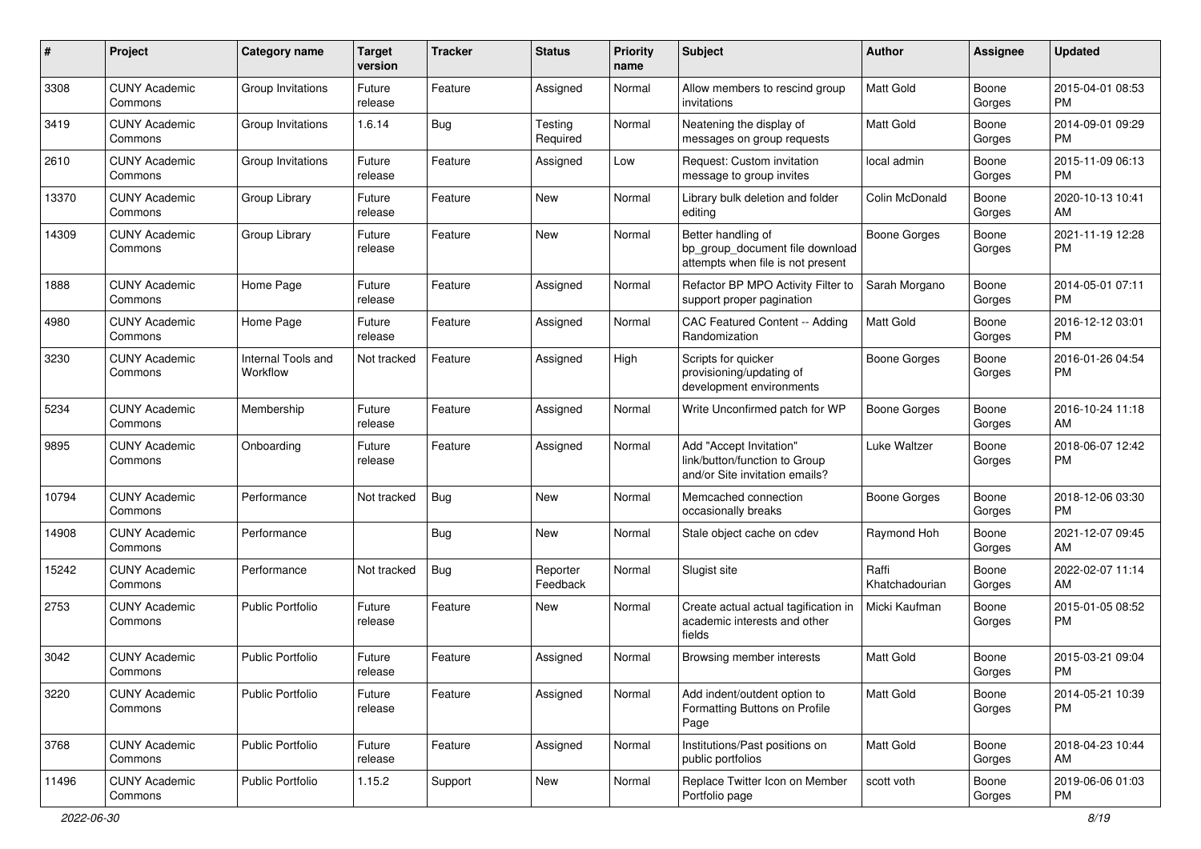| # | Project | Category name | Target version | Tracker | Status | Priority name | Subject | Author | Assignee | Updated |
|---|---|---|---|---|---|---|---|---|---|---|
| 3308 | CUNY Academic Commons | Group Invitations | Future release | Feature | Assigned | Normal | Allow members to rescind group invitations | Matt Gold | Boone Gorges | 2015-04-01 08:53 PM |
| 3419 | CUNY Academic Commons | Group Invitations | 1.6.14 | Bug | Testing Required | Normal | Neatening the display of messages on group requests | Matt Gold | Boone Gorges | 2014-09-01 09:29 PM |
| 2610 | CUNY Academic Commons | Group Invitations | Future release | Feature | Assigned | Low | Request: Custom invitation message to group invites | local admin | Boone Gorges | 2015-11-09 06:13 PM |
| 13370 | CUNY Academic Commons | Group Library | Future release | Feature | New | Normal | Library bulk deletion and folder editing | Colin McDonald | Boone Gorges | 2020-10-13 10:41 AM |
| 14309 | CUNY Academic Commons | Group Library | Future release | Feature | New | Normal | Better handling of bp_group_document file download attempts when file is not present | Boone Gorges | Boone Gorges | 2021-11-19 12:28 PM |
| 1888 | CUNY Academic Commons | Home Page | Future release | Feature | Assigned | Normal | Refactor BP MPO Activity Filter to support proper pagination | Sarah Morgano | Boone Gorges | 2014-05-01 07:11 PM |
| 4980 | CUNY Academic Commons | Home Page | Future release | Feature | Assigned | Normal | CAC Featured Content -- Adding Randomization | Matt Gold | Boone Gorges | 2016-12-12 03:01 PM |
| 3230 | CUNY Academic Commons | Internal Tools and Workflow | Not tracked | Feature | Assigned | High | Scripts for quicker provisioning/updating of development environments | Boone Gorges | Boone Gorges | 2016-01-26 04:54 PM |
| 5234 | CUNY Academic Commons | Membership | Future release | Feature | Assigned | Normal | Write Unconfirmed patch for WP | Boone Gorges | Boone Gorges | 2016-10-24 11:18 AM |
| 9895 | CUNY Academic Commons | Onboarding | Future release | Feature | Assigned | Normal | Add "Accept Invitation" link/button/function to Group and/or Site invitation emails? | Luke Waltzer | Boone Gorges | 2018-06-07 12:42 PM |
| 10794 | CUNY Academic Commons | Performance | Not tracked | Bug | New | Normal | Memcached connection occasionally breaks | Boone Gorges | Boone Gorges | 2018-12-06 03:30 PM |
| 14908 | CUNY Academic Commons | Performance | | Bug | New | Normal | Stale object cache on cdev | Raymond Hoh | Boone Gorges | 2021-12-07 09:45 AM |
| 15242 | CUNY Academic Commons | Performance | Not tracked | Bug | Reporter Feedback | Normal | Slugist site | Raffi Khatchadourian | Boone Gorges | 2022-02-07 11:14 AM |
| 2753 | CUNY Academic Commons | Public Portfolio | Future release | Feature | New | Normal | Create actual actual tagification in academic interests and other fields | Micki Kaufman | Boone Gorges | 2015-01-05 08:52 PM |
| 3042 | CUNY Academic Commons | Public Portfolio | Future release | Feature | Assigned | Normal | Browsing member interests | Matt Gold | Boone Gorges | 2015-03-21 09:04 PM |
| 3220 | CUNY Academic Commons | Public Portfolio | Future release | Feature | Assigned | Normal | Add indent/outdent option to Formatting Buttons on Profile Page | Matt Gold | Boone Gorges | 2014-05-21 10:39 PM |
| 3768 | CUNY Academic Commons | Public Portfolio | Future release | Feature | Assigned | Normal | Institutions/Past positions on public portfolios | Matt Gold | Boone Gorges | 2018-04-23 10:44 AM |
| 11496 | CUNY Academic Commons | Public Portfolio | 1.15.2 | Support | New | Normal | Replace Twitter Icon on Member Portfolio page | scott voth | Boone Gorges | 2019-06-06 01:03 PM |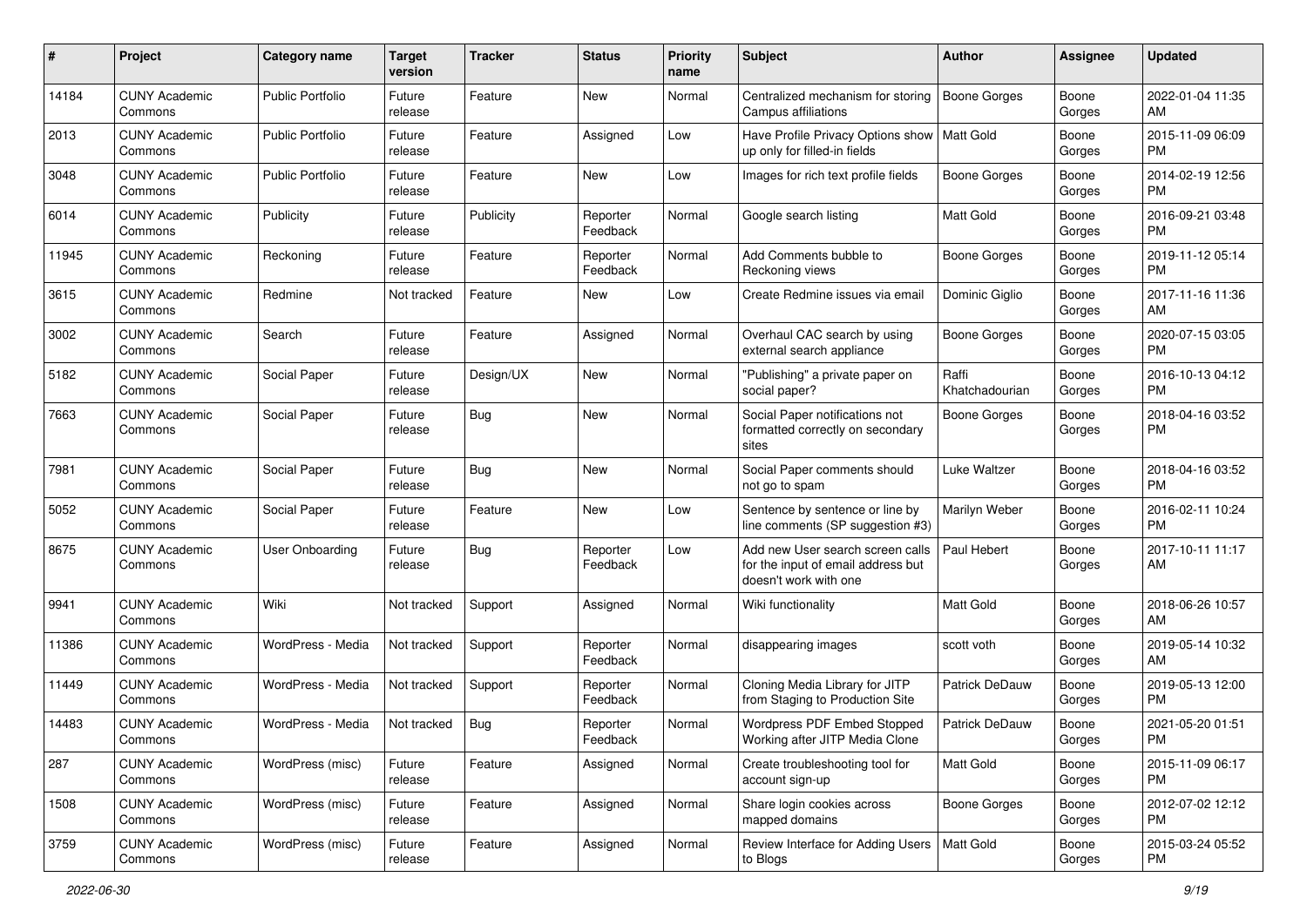| # | Project | Category name | Target version | Tracker | Status | Priority name | Subject | Author | Assignee | Updated |
|---|---|---|---|---|---|---|---|---|---|---|
| 14184 | CUNY Academic Commons | Public Portfolio | Future release | Feature | New | Normal | Centralized mechanism for storing Campus affiliations | Boone Gorges | Boone Gorges | 2022-01-04 11:35 AM |
| 2013 | CUNY Academic Commons | Public Portfolio | Future release | Feature | Assigned | Low | Have Profile Privacy Options show up only for filled-in fields | Matt Gold | Boone Gorges | 2015-11-09 06:09 PM |
| 3048 | CUNY Academic Commons | Public Portfolio | Future release | Feature | New | Low | Images for rich text profile fields | Boone Gorges | Boone Gorges | 2014-02-19 12:56 PM |
| 6014 | CUNY Academic Commons | Publicity | Future release | Publicity | Reporter Feedback | Normal | Google search listing | Matt Gold | Boone Gorges | 2016-09-21 03:48 PM |
| 11945 | CUNY Academic Commons | Reckoning | Future release | Feature | Reporter Feedback | Normal | Add Comments bubble to Reckoning views | Boone Gorges | Boone Gorges | 2019-11-12 05:14 PM |
| 3615 | CUNY Academic Commons | Redmine | Not tracked | Feature | New | Low | Create Redmine issues via email | Dominic Giglio | Boone Gorges | 2017-11-16 11:36 AM |
| 3002 | CUNY Academic Commons | Search | Future release | Feature | Assigned | Normal | Overhaul CAC search by using external search appliance | Boone Gorges | Boone Gorges | 2020-07-15 03:05 PM |
| 5182 | CUNY Academic Commons | Social Paper | Future release | Design/UX | New | Normal | "Publishing" a private paper on social paper? | Raffi Khatchadourian | Boone Gorges | 2016-10-13 04:12 PM |
| 7663 | CUNY Academic Commons | Social Paper | Future release | Bug | New | Normal | Social Paper notifications not formatted correctly on secondary sites | Boone Gorges | Boone Gorges | 2018-04-16 03:52 PM |
| 7981 | CUNY Academic Commons | Social Paper | Future release | Bug | New | Normal | Social Paper comments should not go to spam | Luke Waltzer | Boone Gorges | 2018-04-16 03:52 PM |
| 5052 | CUNY Academic Commons | Social Paper | Future release | Feature | New | Low | Sentence by sentence or line by line comments (SP suggestion #3) | Marilyn Weber | Boone Gorges | 2016-02-11 10:24 PM |
| 8675 | CUNY Academic Commons | User Onboarding | Future release | Bug | Reporter Feedback | Low | Add new User search screen calls for the input of email address but doesn't work with one | Paul Hebert | Boone Gorges | 2017-10-11 11:17 AM |
| 9941 | CUNY Academic Commons | Wiki | Not tracked | Support | Assigned | Normal | Wiki functionality | Matt Gold | Boone Gorges | 2018-06-26 10:57 AM |
| 11386 | CUNY Academic Commons | WordPress - Media | Not tracked | Support | Reporter Feedback | Normal | disappearing images | scott voth | Boone Gorges | 2019-05-14 10:32 AM |
| 11449 | CUNY Academic Commons | WordPress - Media | Not tracked | Support | Reporter Feedback | Normal | Cloning Media Library for JITP from Staging to Production Site | Patrick DeDauw | Boone Gorges | 2019-05-13 12:00 PM |
| 14483 | CUNY Academic Commons | WordPress - Media | Not tracked | Bug | Reporter Feedback | Normal | Wordpress PDF Embed Stopped Working after JITP Media Clone | Patrick DeDauw | Boone Gorges | 2021-05-20 01:51 PM |
| 287 | CUNY Academic Commons | WordPress (misc) | Future release | Feature | Assigned | Normal | Create troubleshooting tool for account sign-up | Matt Gold | Boone Gorges | 2015-11-09 06:17 PM |
| 1508 | CUNY Academic Commons | WordPress (misc) | Future release | Feature | Assigned | Normal | Share login cookies across mapped domains | Boone Gorges | Boone Gorges | 2012-07-02 12:12 PM |
| 3759 | CUNY Academic Commons | WordPress (misc) | Future release | Feature | Assigned | Normal | Review Interface for Adding Users to Blogs | Matt Gold | Boone Gorges | 2015-03-24 05:52 PM |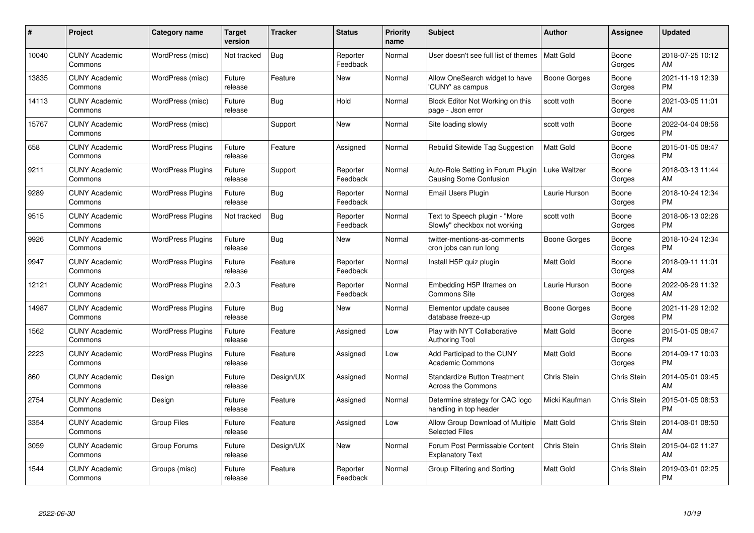| # | Project | Category name | Target version | Tracker | Status | Priority name | Subject | Author | Assignee | Updated |
|---|---|---|---|---|---|---|---|---|---|---|
| 10040 | CUNY Academic Commons | WordPress (misc) | Not tracked | Bug | Reporter Feedback | Normal | User doesn't see full list of themes | Matt Gold | Boone Gorges | 2018-07-25 10:12 AM |
| 13835 | CUNY Academic Commons | WordPress (misc) | Future release | Feature | New | Normal | Allow OneSearch widget to have 'CUNY' as campus | Boone Gorges | Boone Gorges | 2021-11-19 12:39 PM |
| 14113 | CUNY Academic Commons | WordPress (misc) | Future release | Bug | Hold | Normal | Block Editor Not Working on this page - Json error | scott voth | Boone Gorges | 2021-03-05 11:01 AM |
| 15767 | CUNY Academic Commons | WordPress (misc) | | Support | New | Normal | Site loading slowly | scott voth | Boone Gorges | 2022-04-04 08:56 PM |
| 658 | CUNY Academic Commons | WordPress Plugins | Future release | Feature | Assigned | Normal | Rebulid Sitewide Tag Suggestion | Matt Gold | Boone Gorges | 2015-01-05 08:47 PM |
| 9211 | CUNY Academic Commons | WordPress Plugins | Future release | Support | Reporter Feedback | Normal | Auto-Role Setting in Forum Plugin Causing Some Confusion | Luke Waltzer | Boone Gorges | 2018-03-13 11:44 AM |
| 9289 | CUNY Academic Commons | WordPress Plugins | Future release | Bug | Reporter Feedback | Normal | Email Users Plugin | Laurie Hurson | Boone Gorges | 2018-10-24 12:34 PM |
| 9515 | CUNY Academic Commons | WordPress Plugins | Not tracked | Bug | Reporter Feedback | Normal | Text to Speech plugin - "More Slowly" checkbox not working | scott voth | Boone Gorges | 2018-06-13 02:26 PM |
| 9926 | CUNY Academic Commons | WordPress Plugins | Future release | Bug | New | Normal | twitter-mentions-as-comments cron jobs can run long | Boone Gorges | Boone Gorges | 2018-10-24 12:34 PM |
| 9947 | CUNY Academic Commons | WordPress Plugins | Future release | Feature | Reporter Feedback | Normal | Install H5P quiz plugin | Matt Gold | Boone Gorges | 2018-09-11 11:01 AM |
| 12121 | CUNY Academic Commons | WordPress Plugins | 2.0.3 | Feature | Reporter Feedback | Normal | Embedding H5P Iframes on Commons Site | Laurie Hurson | Boone Gorges | 2022-06-29 11:32 AM |
| 14987 | CUNY Academic Commons | WordPress Plugins | Future release | Bug | New | Normal | Elementor update causes database freeze-up | Boone Gorges | Boone Gorges | 2021-11-29 12:02 PM |
| 1562 | CUNY Academic Commons | WordPress Plugins | Future release | Feature | Assigned | Low | Play with NYT Collaborative Authoring Tool | Matt Gold | Boone Gorges | 2015-01-05 08:47 PM |
| 2223 | CUNY Academic Commons | WordPress Plugins | Future release | Feature | Assigned | Low | Add Participad to the CUNY Academic Commons | Matt Gold | Boone Gorges | 2014-09-17 10:03 PM |
| 860 | CUNY Academic Commons | Design | Future release | Design/UX | Assigned | Normal | Standardize Button Treatment Across the Commons | Chris Stein | Chris Stein | 2014-05-01 09:45 AM |
| 2754 | CUNY Academic Commons | Design | Future release | Feature | Assigned | Normal | Determine strategy for CAC logo handling in top header | Micki Kaufman | Chris Stein | 2015-01-05 08:53 PM |
| 3354 | CUNY Academic Commons | Group Files | Future release | Feature | Assigned | Low | Allow Group Download of Multiple Selected Files | Matt Gold | Chris Stein | 2014-08-01 08:50 AM |
| 3059 | CUNY Academic Commons | Group Forums | Future release | Design/UX | New | Normal | Forum Post Permissable Content Explanatory Text | Chris Stein | Chris Stein | 2015-04-02 11:27 AM |
| 1544 | CUNY Academic Commons | Groups (misc) | Future release | Feature | Reporter Feedback | Normal | Group Filtering and Sorting | Matt Gold | Chris Stein | 2019-03-01 02:25 PM |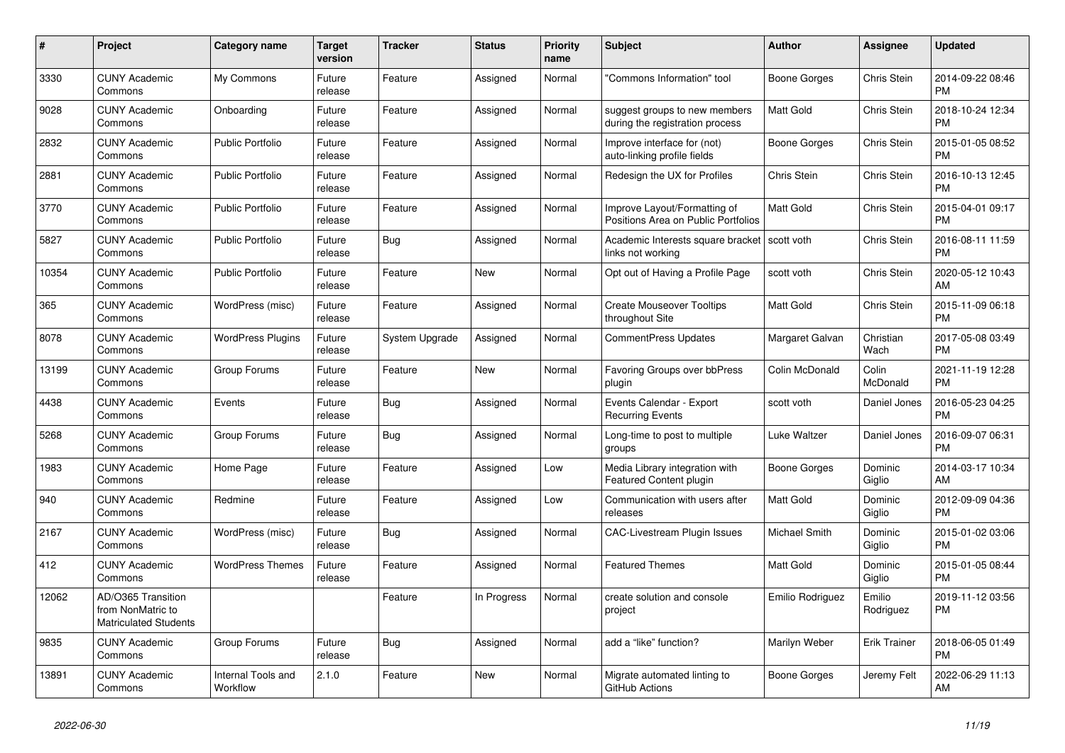| # | Project | Category name | Target version | Tracker | Status | Priority name | Subject | Author | Assignee | Updated |
|---|---|---|---|---|---|---|---|---|---|---|
| 3330 | CUNY Academic Commons | My Commons | Future release | Feature | Assigned | Normal | "Commons Information" tool | Boone Gorges | Chris Stein | 2014-09-22 08:46 PM |
| 9028 | CUNY Academic Commons | Onboarding | Future release | Feature | Assigned | Normal | suggest groups to new members during the registration process | Matt Gold | Chris Stein | 2018-10-24 12:34 PM |
| 2832 | CUNY Academic Commons | Public Portfolio | Future release | Feature | Assigned | Normal | Improve interface for (not) auto-linking profile fields | Boone Gorges | Chris Stein | 2015-01-05 08:52 PM |
| 2881 | CUNY Academic Commons | Public Portfolio | Future release | Feature | Assigned | Normal | Redesign the UX for Profiles | Chris Stein | Chris Stein | 2016-10-13 12:45 PM |
| 3770 | CUNY Academic Commons | Public Portfolio | Future release | Feature | Assigned | Normal | Improve Layout/Formatting of Positions Area on Public Portfolios | Matt Gold | Chris Stein | 2015-04-01 09:17 PM |
| 5827 | CUNY Academic Commons | Public Portfolio | Future release | Bug | Assigned | Normal | Academic Interests square bracket links not working | scott voth | Chris Stein | 2016-08-11 11:59 PM |
| 10354 | CUNY Academic Commons | Public Portfolio | Future release | Feature | New | Normal | Opt out of Having a Profile Page | scott voth | Chris Stein | 2020-05-12 10:43 AM |
| 365 | CUNY Academic Commons | WordPress (misc) | Future release | Feature | Assigned | Normal | Create Mouseover Tooltips throughout Site | Matt Gold | Chris Stein | 2015-11-09 06:18 PM |
| 8078 | CUNY Academic Commons | WordPress Plugins | Future release | System Upgrade | Assigned | Normal | CommentPress Updates | Margaret Galvan | Christian Wach | 2017-05-08 03:49 PM |
| 13199 | CUNY Academic Commons | Group Forums | Future release | Feature | New | Normal | Favoring Groups over bbPress plugin | Colin McDonald | Colin McDonald | 2021-11-19 12:28 PM |
| 4438 | CUNY Academic Commons | Events | Future release | Bug | Assigned | Normal | Events Calendar - Export Recurring Events | scott voth | Daniel Jones | 2016-05-23 04:25 PM |
| 5268 | CUNY Academic Commons | Group Forums | Future release | Bug | Assigned | Normal | Long-time to post to multiple groups | Luke Waltzer | Daniel Jones | 2016-09-07 06:31 PM |
| 1983 | CUNY Academic Commons | Home Page | Future release | Feature | Assigned | Low | Media Library integration with Featured Content plugin | Boone Gorges | Dominic Giglio | 2014-03-17 10:34 AM |
| 940 | CUNY Academic Commons | Redmine | Future release | Feature | Assigned | Low | Communication with users after releases | Matt Gold | Dominic Giglio | 2012-09-09 04:36 PM |
| 2167 | CUNY Academic Commons | WordPress (misc) | Future release | Bug | Assigned | Normal | CAC-Livestream Plugin Issues | Michael Smith | Dominic Giglio | 2015-01-02 03:06 PM |
| 412 | CUNY Academic Commons | WordPress Themes | Future release | Feature | Assigned | Normal | Featured Themes | Matt Gold | Dominic Giglio | 2015-01-05 08:44 PM |
| 12062 | AD/O365 Transition from NonMatric to Matriculated Students | | | Feature | In Progress | Normal | create solution and console project | Emilio Rodriguez | Emilio Rodriguez | 2019-11-12 03:56 PM |
| 9835 | CUNY Academic Commons | Group Forums | Future release | Bug | Assigned | Normal | add a "like" function? | Marilyn Weber | Erik Trainer | 2018-06-05 01:49 PM |
| 13891 | CUNY Academic Commons | Internal Tools and Workflow | 2.1.0 | Feature | New | Normal | Migrate automated linting to GitHub Actions | Boone Gorges | Jeremy Felt | 2022-06-29 11:13 AM |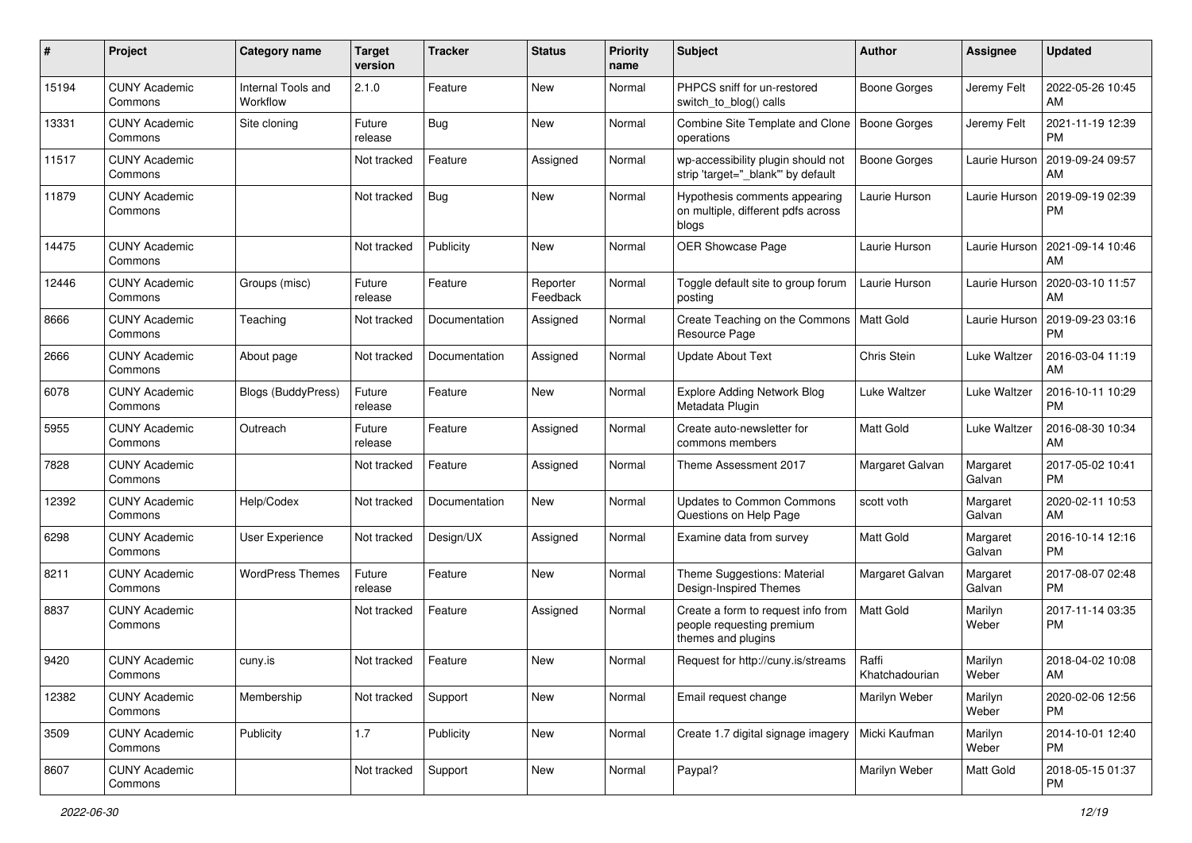| # | Project | Category name | Target version | Tracker | Status | Priority name | Subject | Author | Assignee | Updated |
|---|---|---|---|---|---|---|---|---|---|---|
| 15194 | CUNY Academic Commons | Internal Tools and Workflow | 2.1.0 | Feature | New | Normal | PHPCS sniff for un-restored switch_to_blog() calls | Boone Gorges | Jeremy Felt | 2022-05-26 10:45 AM |
| 13331 | CUNY Academic Commons | Site cloning | Future release | Bug | New | Normal | Combine Site Template and Clone operations | Boone Gorges | Jeremy Felt | 2021-11-19 12:39 PM |
| 11517 | CUNY Academic Commons | | Not tracked | Feature | Assigned | Normal | wp-accessibility plugin should not strip 'target="_blank"' by default | Boone Gorges | Laurie Hurson | 2019-09-24 09:57 AM |
| 11879 | CUNY Academic Commons | | Not tracked | Bug | New | Normal | Hypothesis comments appearing on multiple, different pdfs across blogs | Laurie Hurson | Laurie Hurson | 2019-09-19 02:39 PM |
| 14475 | CUNY Academic Commons | | Not tracked | Publicity | New | Normal | OER Showcase Page | Laurie Hurson | Laurie Hurson | 2021-09-14 10:46 AM |
| 12446 | CUNY Academic Commons | Groups (misc) | Future release | Feature | Reporter Feedback | Normal | Toggle default site to group forum posting | Laurie Hurson | Laurie Hurson | 2020-03-10 11:57 AM |
| 8666 | CUNY Academic Commons | Teaching | Not tracked | Documentation | Assigned | Normal | Create Teaching on the Commons Resource Page | Matt Gold | Laurie Hurson | 2019-09-23 03:16 PM |
| 2666 | CUNY Academic Commons | About page | Not tracked | Documentation | Assigned | Normal | Update About Text | Chris Stein | Luke Waltzer | 2016-03-04 11:19 AM |
| 6078 | CUNY Academic Commons | Blogs (BuddyPress) | Future release | Feature | New | Normal | Explore Adding Network Blog Metadata Plugin | Luke Waltzer | Luke Waltzer | 2016-10-11 10:29 PM |
| 5955 | CUNY Academic Commons | Outreach | Future release | Feature | Assigned | Normal | Create auto-newsletter for commons members | Matt Gold | Luke Waltzer | 2016-08-30 10:34 AM |
| 7828 | CUNY Academic Commons | | Not tracked | Feature | Assigned | Normal | Theme Assessment 2017 | Margaret Galvan | Margaret Galvan | 2017-05-02 10:41 PM |
| 12392 | CUNY Academic Commons | Help/Codex | Not tracked | Documentation | New | Normal | Updates to Common Commons Questions on Help Page | scott voth | Margaret Galvan | 2020-02-11 10:53 AM |
| 6298 | CUNY Academic Commons | User Experience | Not tracked | Design/UX | Assigned | Normal | Examine data from survey | Matt Gold | Margaret Galvan | 2016-10-14 12:16 PM |
| 8211 | CUNY Academic Commons | WordPress Themes | Future release | Feature | New | Normal | Theme Suggestions: Material Design-Inspired Themes | Margaret Galvan | Margaret Galvan | 2017-08-07 02:48 PM |
| 8837 | CUNY Academic Commons | | Not tracked | Feature | Assigned | Normal | Create a form to request info from people requesting premium themes and plugins | Matt Gold | Marilyn Weber | 2017-11-14 03:35 PM |
| 9420 | CUNY Academic Commons | cuny.is | Not tracked | Feature | New | Normal | Request for http://cuny.is/streams | Raffi Khatchadourian | Marilyn Weber | 2018-04-02 10:08 AM |
| 12382 | CUNY Academic Commons | Membership | Not tracked | Support | New | Normal | Email request change | Marilyn Weber | Marilyn Weber | 2020-02-06 12:56 PM |
| 3509 | CUNY Academic Commons | Publicity | 1.7 | Publicity | New | Normal | Create 1.7 digital signage imagery | Micki Kaufman | Marilyn Weber | 2014-10-01 12:40 PM |
| 8607 | CUNY Academic Commons | | Not tracked | Support | New | Normal | Paypal? | Marilyn Weber | Matt Gold | 2018-05-15 01:37 PM |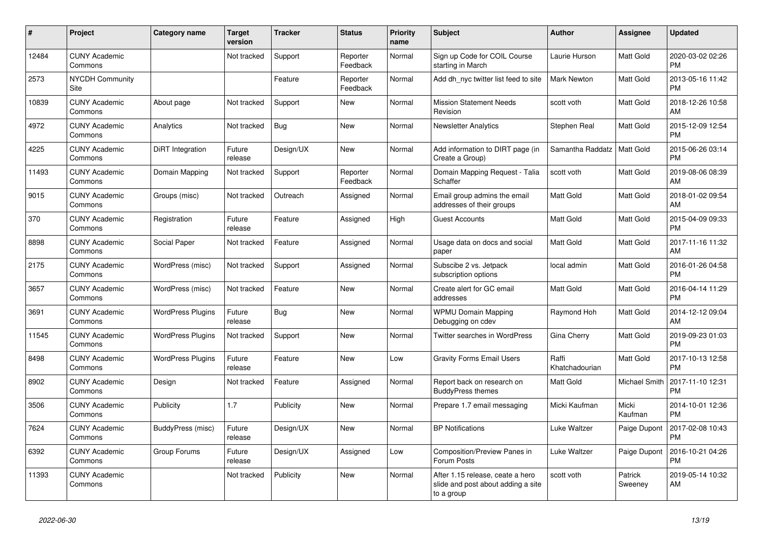| # | Project | Category name | Target version | Tracker | Status | Priority name | Subject | Author | Assignee | Updated |
|---|---|---|---|---|---|---|---|---|---|---|
| 12484 | CUNY Academic Commons | | Not tracked | Support | Reporter Feedback | Normal | Sign up Code for COIL Course starting in March | Laurie Hurson | Matt Gold | 2020-03-02 02:26 PM |
| 2573 | NYCDH Community Site | | | Feature | Reporter Feedback | Normal | Add dh_nyc twitter list feed to site | Mark Newton | Matt Gold | 2013-05-16 11:42 PM |
| 10839 | CUNY Academic Commons | About page | Not tracked | Support | New | Normal | Mission Statement Needs Revision | scott voth | Matt Gold | 2018-12-26 10:58 AM |
| 4972 | CUNY Academic Commons | Analytics | Not tracked | Bug | New | Normal | Newsletter Analytics | Stephen Real | Matt Gold | 2015-12-09 12:54 PM |
| 4225 | CUNY Academic Commons | DiRT Integration | Future release | Design/UX | New | Normal | Add information to DIRT page (in Create a Group) | Samantha Raddatz | Matt Gold | 2015-06-26 03:14 PM |
| 11493 | CUNY Academic Commons | Domain Mapping | Not tracked | Support | Reporter Feedback | Normal | Domain Mapping Request - Talia Schaffer | scott voth | Matt Gold | 2019-08-06 08:39 AM |
| 9015 | CUNY Academic Commons | Groups (misc) | Not tracked | Outreach | Assigned | Normal | Email group admins the email addresses of their groups | Matt Gold | Matt Gold | 2018-01-02 09:54 AM |
| 370 | CUNY Academic Commons | Registration | Future release | Feature | Assigned | High | Guest Accounts | Matt Gold | Matt Gold | 2015-04-09 09:33 PM |
| 8898 | CUNY Academic Commons | Social Paper | Not tracked | Feature | Assigned | Normal | Usage data on docs and social paper | Matt Gold | Matt Gold | 2017-11-16 11:32 AM |
| 2175 | CUNY Academic Commons | WordPress (misc) | Not tracked | Support | Assigned | Normal | Subscibe 2 vs. Jetpack subscription options | local admin | Matt Gold | 2016-01-26 04:58 PM |
| 3657 | CUNY Academic Commons | WordPress (misc) | Not tracked | Feature | New | Normal | Create alert for GC email addresses | Matt Gold | Matt Gold | 2016-04-14 11:29 PM |
| 3691 | CUNY Academic Commons | WordPress Plugins | Future release | Bug | New | Normal | WPMU Domain Mapping Debugging on cdev | Raymond Hoh | Matt Gold | 2014-12-12 09:04 AM |
| 11545 | CUNY Academic Commons | WordPress Plugins | Not tracked | Support | New | Normal | Twitter searches in WordPress | Gina Cherry | Matt Gold | 2019-09-23 01:03 PM |
| 8498 | CUNY Academic Commons | WordPress Plugins | Future release | Feature | New | Low | Gravity Forms Email Users | Raffi Khatchadourian | Matt Gold | 2017-10-13 12:58 PM |
| 8902 | CUNY Academic Commons | Design | Not tracked | Feature | Assigned | Normal | Report back on research on BuddyPress themes | Matt Gold | Michael Smith | 2017-11-10 12:31 PM |
| 3506 | CUNY Academic Commons | Publicity | 1.7 | Publicity | New | Normal | Prepare 1.7 email messaging | Micki Kaufman | Micki Kaufman | 2014-10-01 12:36 PM |
| 7624 | CUNY Academic Commons | BuddyPress (misc) | Future release | Design/UX | New | Normal | BP Notifications | Luke Waltzer | Paige Dupont | 2017-02-08 10:43 PM |
| 6392 | CUNY Academic Commons | Group Forums | Future release | Design/UX | Assigned | Low | Composition/Preview Panes in Forum Posts | Luke Waltzer | Paige Dupont | 2016-10-21 04:26 PM |
| 11393 | CUNY Academic Commons | | Not tracked | Publicity | New | Normal | After 1.15 release, ceate a hero slide and post about adding a site to a group | scott voth | Patrick Sweeney | 2019-05-14 10:32 AM |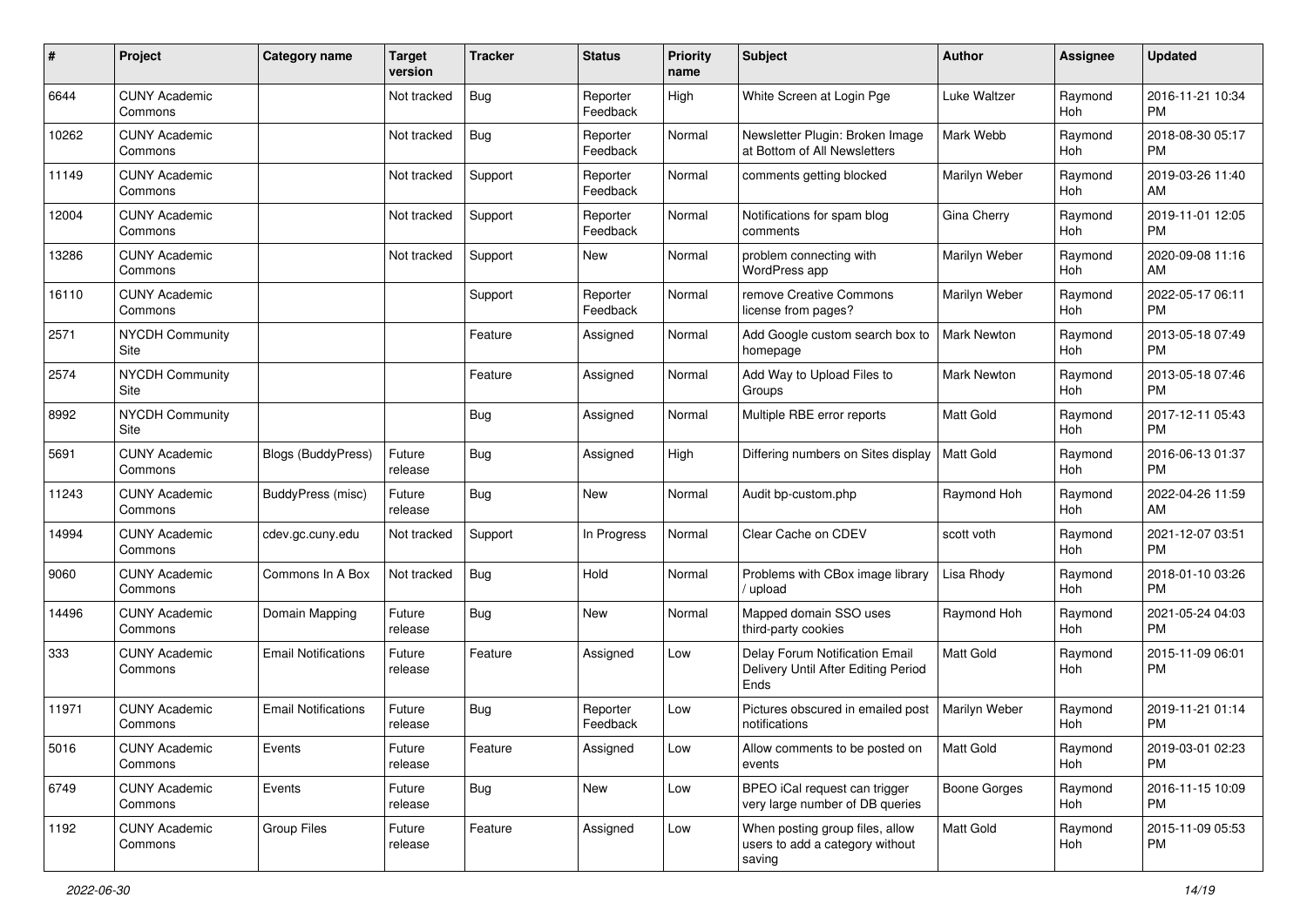| # | Project | Category name | Target version | Tracker | Status | Priority name | Subject | Author | Assignee | Updated |
|---|---|---|---|---|---|---|---|---|---|---|
| 6644 | CUNY Academic Commons | | Not tracked | Bug | Reporter Feedback | High | White Screen at Login Pge | Luke Waltzer | Raymond Hoh | 2016-11-21 10:34 PM |
| 10262 | CUNY Academic Commons | | Not tracked | Bug | Reporter Feedback | Normal | Newsletter Plugin: Broken Image at Bottom of All Newsletters | Mark Webb | Raymond Hoh | 2018-08-30 05:17 PM |
| 11149 | CUNY Academic Commons | | Not tracked | Support | Reporter Feedback | Normal | comments getting blocked | Marilyn Weber | Raymond Hoh | 2019-03-26 11:40 AM |
| 12004 | CUNY Academic Commons | | Not tracked | Support | Reporter Feedback | Normal | Notifications for spam blog comments | Gina Cherry | Raymond Hoh | 2019-11-01 12:05 PM |
| 13286 | CUNY Academic Commons | | Not tracked | Support | New | Normal | problem connecting with WordPress app | Marilyn Weber | Raymond Hoh | 2020-09-08 11:16 AM |
| 16110 | CUNY Academic Commons | | | Support | Reporter Feedback | Normal | remove Creative Commons license from pages? | Marilyn Weber | Raymond Hoh | 2022-05-17 06:11 PM |
| 2571 | NYCDH Community Site | | | Feature | Assigned | Normal | Add Google custom search box to homepage | Mark Newton | Raymond Hoh | 2013-05-18 07:49 PM |
| 2574 | NYCDH Community Site | | | Feature | Assigned | Normal | Add Way to Upload Files to Groups | Mark Newton | Raymond Hoh | 2013-05-18 07:46 PM |
| 8992 | NYCDH Community Site | | | Bug | Assigned | Normal | Multiple RBE error reports | Matt Gold | Raymond Hoh | 2017-12-11 05:43 PM |
| 5691 | CUNY Academic Commons | Blogs (BuddyPress) | Future release | Bug | Assigned | High | Differing numbers on Sites display | Matt Gold | Raymond Hoh | 2016-06-13 01:37 PM |
| 11243 | CUNY Academic Commons | BuddyPress (misc) | Future release | Bug | New | Normal | Audit bp-custom.php | Raymond Hoh | Raymond Hoh | 2022-04-26 11:59 AM |
| 14994 | CUNY Academic Commons | cdev.gc.cuny.edu | Not tracked | Support | In Progress | Normal | Clear Cache on CDEV | scott voth | Raymond Hoh | 2021-12-07 03:51 PM |
| 9060 | CUNY Academic Commons | Commons In A Box | Not tracked | Bug | Hold | Normal | Problems with CBox image library / upload | Lisa Rhody | Raymond Hoh | 2018-01-10 03:26 PM |
| 14496 | CUNY Academic Commons | Domain Mapping | Future release | Bug | New | Normal | Mapped domain SSO uses third-party cookies | Raymond Hoh | Raymond Hoh | 2021-05-24 04:03 PM |
| 333 | CUNY Academic Commons | Email Notifications | Future release | Feature | Assigned | Low | Delay Forum Notification Email Delivery Until After Editing Period Ends | Matt Gold | Raymond Hoh | 2015-11-09 06:01 PM |
| 11971 | CUNY Academic Commons | Email Notifications | Future release | Bug | Reporter Feedback | Low | Pictures obscured in emailed post notifications | Marilyn Weber | Raymond Hoh | 2019-11-21 01:14 PM |
| 5016 | CUNY Academic Commons | Events | Future release | Feature | Assigned | Low | Allow comments to be posted on events | Matt Gold | Raymond Hoh | 2019-03-01 02:23 PM |
| 6749 | CUNY Academic Commons | Events | Future release | Bug | New | Low | BPEO iCal request can trigger very large number of DB queries | Boone Gorges | Raymond Hoh | 2016-11-15 10:09 PM |
| 1192 | CUNY Academic Commons | Group Files | Future release | Feature | Assigned | Low | When posting group files, allow users to add a category without saving | Matt Gold | Raymond Hoh | 2015-11-09 05:53 PM |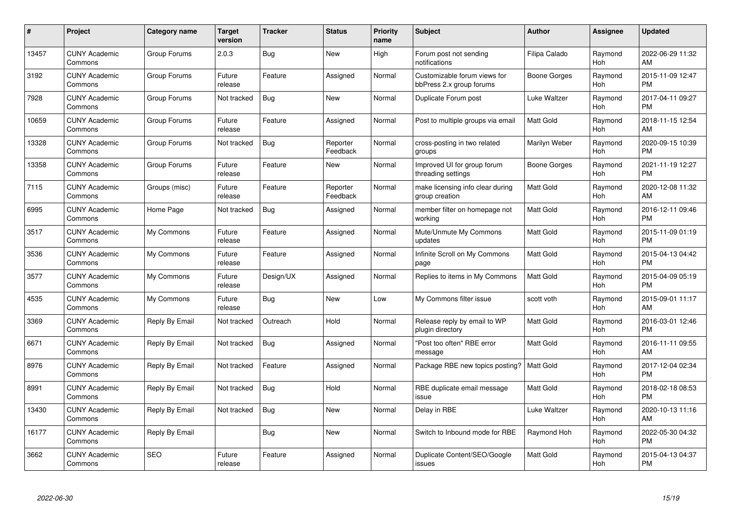| # | Project | Category name | Target version | Tracker | Status | Priority name | Subject | Author | Assignee | Updated |
|---|---|---|---|---|---|---|---|---|---|---|
| 13457 | CUNY Academic Commons | Group Forums | 2.0.3 | Bug | New | High | Forum post not sending notifications | Filipa Calado | Raymond Hoh | 2022-06-29 11:32 AM |
| 3192 | CUNY Academic Commons | Group Forums | Future release | Feature | Assigned | Normal | Customizable forum views for bbPress 2.x group forums | Boone Gorges | Raymond Hoh | 2015-11-09 12:47 PM |
| 7928 | CUNY Academic Commons | Group Forums | Not tracked | Bug | New | Normal | Duplicate Forum post | Luke Waltzer | Raymond Hoh | 2017-04-11 09:27 PM |
| 10659 | CUNY Academic Commons | Group Forums | Future release | Feature | Assigned | Normal | Post to multiple groups via email | Matt Gold | Raymond Hoh | 2018-11-15 12:54 AM |
| 13328 | CUNY Academic Commons | Group Forums | Not tracked | Bug | Reporter Feedback | Normal | cross-posting in two related groups | Marilyn Weber | Raymond Hoh | 2020-09-15 10:39 PM |
| 13358 | CUNY Academic Commons | Group Forums | Future release | Feature | New | Normal | Improved UI for group forum threading settings | Boone Gorges | Raymond Hoh | 2021-11-19 12:27 PM |
| 7115 | CUNY Academic Commons | Groups (misc) | Future release | Feature | Reporter Feedback | Normal | make licensing info clear during group creation | Matt Gold | Raymond Hoh | 2020-12-08 11:32 AM |
| 6995 | CUNY Academic Commons | Home Page | Not tracked | Bug | Assigned | Normal | member filter on homepage not working | Matt Gold | Raymond Hoh | 2016-12-11 09:46 PM |
| 3517 | CUNY Academic Commons | My Commons | Future release | Feature | Assigned | Normal | Mute/Unmute My Commons updates | Matt Gold | Raymond Hoh | 2015-11-09 01:19 PM |
| 3536 | CUNY Academic Commons | My Commons | Future release | Feature | Assigned | Normal | Infinite Scroll on My Commons page | Matt Gold | Raymond Hoh | 2015-04-13 04:42 PM |
| 3577 | CUNY Academic Commons | My Commons | Future release | Design/UX | Assigned | Normal | Replies to items in My Commons | Matt Gold | Raymond Hoh | 2015-04-09 05:19 PM |
| 4535 | CUNY Academic Commons | My Commons | Future release | Bug | New | Low | My Commons filter issue | scott voth | Raymond Hoh | 2015-09-01 11:17 AM |
| 3369 | CUNY Academic Commons | Reply By Email | Not tracked | Outreach | Hold | Normal | Release reply by email to WP plugin directory | Matt Gold | Raymond Hoh | 2016-03-01 12:46 PM |
| 6671 | CUNY Academic Commons | Reply By Email | Not tracked | Bug | Assigned | Normal | "Post too often" RBE error message | Matt Gold | Raymond Hoh | 2016-11-11 09:55 AM |
| 8976 | CUNY Academic Commons | Reply By Email | Not tracked | Feature | Assigned | Normal | Package RBE new topics posting? | Matt Gold | Raymond Hoh | 2017-12-04 02:34 PM |
| 8991 | CUNY Academic Commons | Reply By Email | Not tracked | Bug | Hold | Normal | RBE duplicate email message issue | Matt Gold | Raymond Hoh | 2018-02-18 08:53 PM |
| 13430 | CUNY Academic Commons | Reply By Email | Not tracked | Bug | New | Normal | Delay in RBE | Luke Waltzer | Raymond Hoh | 2020-10-13 11:16 AM |
| 16177 | CUNY Academic Commons | Reply By Email | | Bug | New | Normal | Switch to Inbound mode for RBE | Raymond Hoh | Raymond Hoh | 2022-05-30 04:32 PM |
| 3662 | CUNY Academic Commons | SEO | Future release | Feature | Assigned | Normal | Duplicate Content/SEO/Google issues | Matt Gold | Raymond Hoh | 2015-04-13 04:37 PM |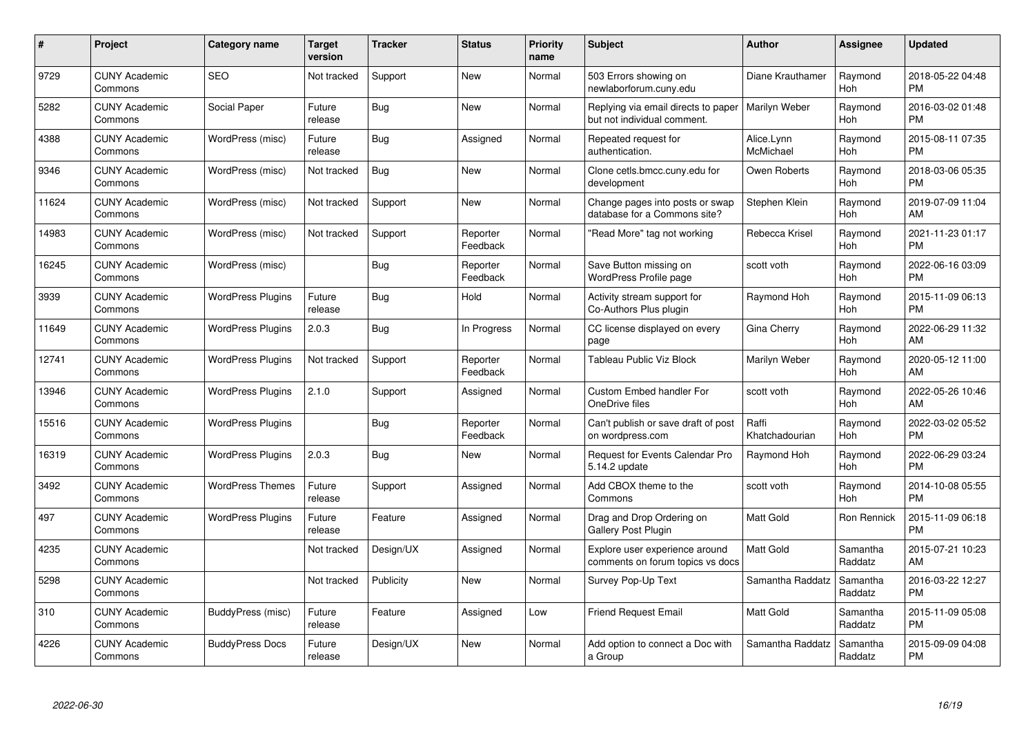| # | Project | Category name | Target version | Tracker | Status | Priority name | Subject | Author | Assignee | Updated |
|---|---|---|---|---|---|---|---|---|---|---|
| 9729 | CUNY Academic Commons | SEO | Not tracked | Support | New | Normal | 503 Errors showing on newlaborforum.cuny.edu | Diane Krauthamer | Raymond Hoh | 2018-05-22 04:48 PM |
| 5282 | CUNY Academic Commons | Social Paper | Future release | Bug | New | Normal | Replying via email directs to paper but not individual comment. | Marilyn Weber | Raymond Hoh | 2016-03-02 01:48 PM |
| 4388 | CUNY Academic Commons | WordPress (misc) | Future release | Bug | Assigned | Normal | Repeated request for authentication. | Alice.Lynn McMichael | Raymond Hoh | 2015-08-11 07:35 PM |
| 9346 | CUNY Academic Commons | WordPress (misc) | Not tracked | Bug | New | Normal | Clone cetls.bmcc.cuny.edu for development | Owen Roberts | Raymond Hoh | 2018-03-06 05:35 PM |
| 11624 | CUNY Academic Commons | WordPress (misc) | Not tracked | Support | New | Normal | Change pages into posts or swap database for a Commons site? | Stephen Klein | Raymond Hoh | 2019-07-09 11:04 AM |
| 14983 | CUNY Academic Commons | WordPress (misc) | Not tracked | Support | Reporter Feedback | Normal | "Read More" tag not working | Rebecca Krisel | Raymond Hoh | 2021-11-23 01:17 PM |
| 16245 | CUNY Academic Commons | WordPress (misc) | | Bug | Reporter Feedback | Normal | Save Button missing on WordPress Profile page | scott voth | Raymond Hoh | 2022-06-16 03:09 PM |
| 3939 | CUNY Academic Commons | WordPress Plugins | Future release | Bug | Hold | Normal | Activity stream support for Co-Authors Plus plugin | Raymond Hoh | Raymond Hoh | 2015-11-09 06:13 PM |
| 11649 | CUNY Academic Commons | WordPress Plugins | 2.0.3 | Bug | In Progress | Normal | CC license displayed on every page | Gina Cherry | Raymond Hoh | 2022-06-29 11:32 AM |
| 12741 | CUNY Academic Commons | WordPress Plugins | Not tracked | Support | Reporter Feedback | Normal | Tableau Public Viz Block | Marilyn Weber | Raymond Hoh | 2020-05-12 11:00 AM |
| 13946 | CUNY Academic Commons | WordPress Plugins | 2.1.0 | Support | Assigned | Normal | Custom Embed handler For OneDrive files | scott voth | Raymond Hoh | 2022-05-26 10:46 AM |
| 15516 | CUNY Academic Commons | WordPress Plugins | | Bug | Reporter Feedback | Normal | Can't publish or save draft of post on wordpress.com | Raffi Khatchadourian | Raymond Hoh | 2022-03-02 05:52 PM |
| 16319 | CUNY Academic Commons | WordPress Plugins | 2.0.3 | Bug | New | Normal | Request for Events Calendar Pro 5.14.2 update | Raymond Hoh | Raymond Hoh | 2022-06-29 03:24 PM |
| 3492 | CUNY Academic Commons | WordPress Themes | Future release | Support | Assigned | Normal | Add CBOX theme to the Commons | scott voth | Raymond Hoh | 2014-10-08 05:55 PM |
| 497 | CUNY Academic Commons | WordPress Plugins | Future release | Feature | Assigned | Normal | Drag and Drop Ordering on Gallery Post Plugin | Matt Gold | Ron Rennick | 2015-11-09 06:18 PM |
| 4235 | CUNY Academic Commons | | Not tracked | Design/UX | Assigned | Normal | Explore user experience around comments on forum topics vs docs | Matt Gold | Samantha Raddatz | 2015-07-21 10:23 AM |
| 5298 | CUNY Academic Commons | | Not tracked | Publicity | New | Normal | Survey Pop-Up Text | Samantha Raddatz | Samantha Raddatz | 2016-03-22 12:27 PM |
| 310 | CUNY Academic Commons | BuddyPress (misc) | Future release | Feature | Assigned | Low | Friend Request Email | Matt Gold | Samantha Raddatz | 2015-11-09 05:08 PM |
| 4226 | CUNY Academic Commons | BuddyPress Docs | Future release | Design/UX | New | Normal | Add option to connect a Doc with a Group | Samantha Raddatz | Samantha Raddatz | 2015-09-09 04:08 PM |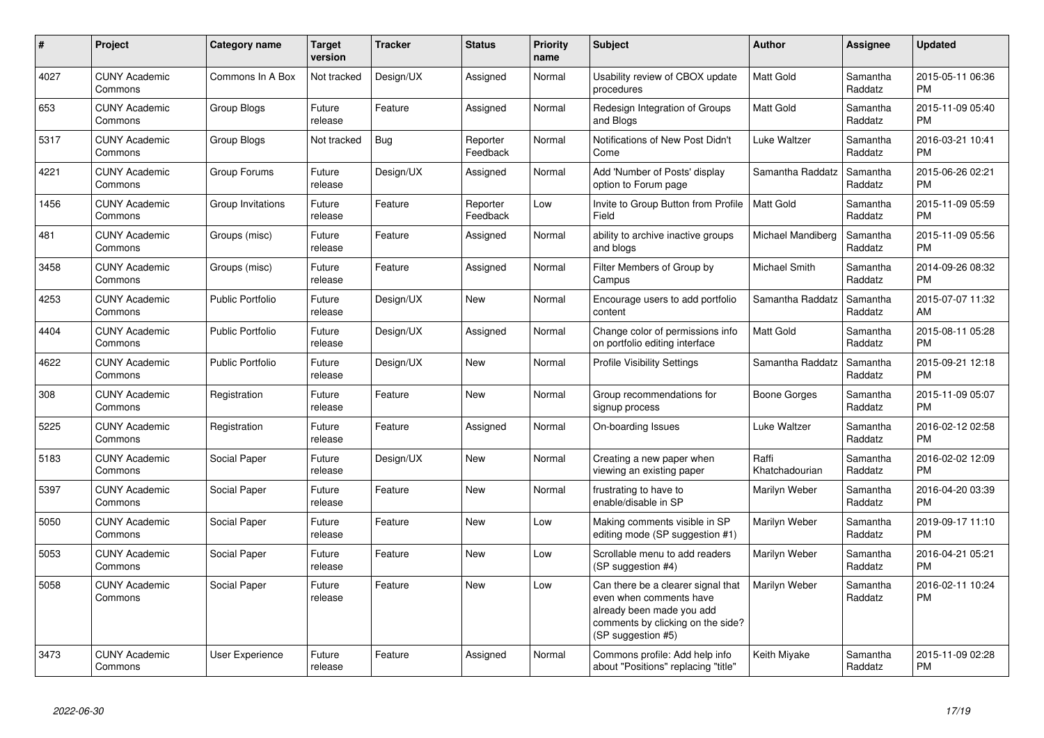| # | Project | Category name | Target version | Tracker | Status | Priority name | Subject | Author | Assignee | Updated |
|---|---|---|---|---|---|---|---|---|---|---|
| 4027 | CUNY Academic Commons | Commons In A Box | Not tracked | Design/UX | Assigned | Normal | Usability review of CBOX update procedures | Matt Gold | Samantha Raddatz | 2015-05-11 06:36 PM |
| 653 | CUNY Academic Commons | Group Blogs | Future release | Feature | Assigned | Normal | Redesign Integration of Groups and Blogs | Matt Gold | Samantha Raddatz | 2015-11-09 05:40 PM |
| 5317 | CUNY Academic Commons | Group Blogs | Not tracked | Bug | Reporter Feedback | Normal | Notifications of New Post Didn't Come | Luke Waltzer | Samantha Raddatz | 2016-03-21 10:41 PM |
| 4221 | CUNY Academic Commons | Group Forums | Future release | Design/UX | Assigned | Normal | Add 'Number of Posts' display option to Forum page | Samantha Raddatz | Samantha Raddatz | 2015-06-26 02:21 PM |
| 1456 | CUNY Academic Commons | Group Invitations | Future release | Feature | Reporter Feedback | Low | Invite to Group Button from Profile Field | Matt Gold | Samantha Raddatz | 2015-11-09 05:59 PM |
| 481 | CUNY Academic Commons | Groups (misc) | Future release | Feature | Assigned | Normal | ability to archive inactive groups and blogs | Michael Mandiberg | Samantha Raddatz | 2015-11-09 05:56 PM |
| 3458 | CUNY Academic Commons | Groups (misc) | Future release | Feature | Assigned | Normal | Filter Members of Group by Campus | Michael Smith | Samantha Raddatz | 2014-09-26 08:32 PM |
| 4253 | CUNY Academic Commons | Public Portfolio | Future release | Design/UX | New | Normal | Encourage users to add portfolio content | Samantha Raddatz | Samantha Raddatz | 2015-07-07 11:32 AM |
| 4404 | CUNY Academic Commons | Public Portfolio | Future release | Design/UX | Assigned | Normal | Change color of permissions info on portfolio editing interface | Matt Gold | Samantha Raddatz | 2015-08-11 05:28 PM |
| 4622 | CUNY Academic Commons | Public Portfolio | Future release | Design/UX | New | Normal | Profile Visibility Settings | Samantha Raddatz | Samantha Raddatz | 2015-09-21 12:18 PM |
| 308 | CUNY Academic Commons | Registration | Future release | Feature | New | Normal | Group recommendations for signup process | Boone Gorges | Samantha Raddatz | 2015-11-09 05:07 PM |
| 5225 | CUNY Academic Commons | Registration | Future release | Feature | Assigned | Normal | On-boarding Issues | Luke Waltzer | Samantha Raddatz | 2016-02-12 02:58 PM |
| 5183 | CUNY Academic Commons | Social Paper | Future release | Design/UX | New | Normal | Creating a new paper when viewing an existing paper | Raffi Khatchadourian | Samantha Raddatz | 2016-02-02 12:09 PM |
| 5397 | CUNY Academic Commons | Social Paper | Future release | Feature | New | Normal | frustrating to have to enable/disable in SP | Marilyn Weber | Samantha Raddatz | 2016-04-20 03:39 PM |
| 5050 | CUNY Academic Commons | Social Paper | Future release | Feature | New | Low | Making comments visible in SP editing mode (SP suggestion #1) | Marilyn Weber | Samantha Raddatz | 2019-09-17 11:10 PM |
| 5053 | CUNY Academic Commons | Social Paper | Future release | Feature | New | Low | Scrollable menu to add readers (SP suggestion #4) | Marilyn Weber | Samantha Raddatz | 2016-04-21 05:21 PM |
| 5058 | CUNY Academic Commons | Social Paper | Future release | Feature | New | Low | Can there be a clearer signal that even when comments have already been made you add comments by clicking on the side? (SP suggestion #5) | Marilyn Weber | Samantha Raddatz | 2016-02-11 10:24 PM |
| 3473 | CUNY Academic Commons | User Experience | Future release | Feature | Assigned | Normal | Commons profile: Add help info about "Positions" replacing "title" | Keith Miyake | Samantha Raddatz | 2015-11-09 02:28 PM |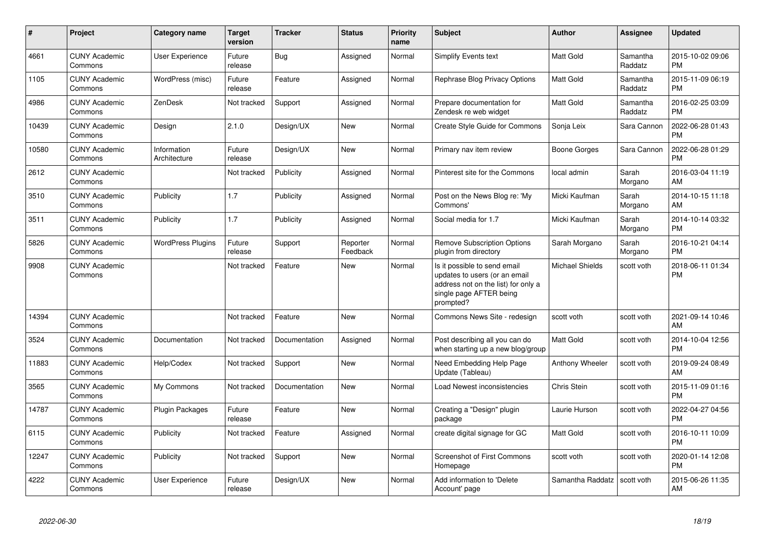| # | Project | Category name | Target version | Tracker | Status | Priority name | Subject | Author | Assignee | Updated |
|---|---|---|---|---|---|---|---|---|---|---|
| 4661 | CUNY Academic Commons | User Experience | Future release | Bug | Assigned | Normal | Simplify Events text | Matt Gold | Samantha Raddatz | 2015-10-02 09:06 PM |
| 1105 | CUNY Academic Commons | WordPress (misc) | Future release | Feature | Assigned | Normal | Rephrase Blog Privacy Options | Matt Gold | Samantha Raddatz | 2015-11-09 06:19 PM |
| 4986 | CUNY Academic Commons | ZenDesk | Not tracked | Support | Assigned | Normal | Prepare documentation for Zendesk re web widget | Matt Gold | Samantha Raddatz | 2016-02-25 03:09 PM |
| 10439 | CUNY Academic Commons | Design | 2.1.0 | Design/UX | New | Normal | Create Style Guide for Commons | Sonja Leix | Sara Cannon | 2022-06-28 01:43 PM |
| 10580 | CUNY Academic Commons | Information Architecture | Future release | Design/UX | New | Normal | Primary nav item review | Boone Gorges | Sara Cannon | 2022-06-28 01:29 PM |
| 2612 | CUNY Academic Commons | | Not tracked | Publicity | Assigned | Normal | Pinterest site for the Commons | local admin | Sarah Morgano | 2016-03-04 11:19 AM |
| 3510 | CUNY Academic Commons | Publicity | 1.7 | Publicity | Assigned | Normal | Post on the News Blog re: 'My Commons' | Micki Kaufman | Sarah Morgano | 2014-10-15 11:18 AM |
| 3511 | CUNY Academic Commons | Publicity | 1.7 | Publicity | Assigned | Normal | Social media for 1.7 | Micki Kaufman | Sarah Morgano | 2014-10-14 03:32 PM |
| 5826 | CUNY Academic Commons | WordPress Plugins | Future release | Support | Reporter Feedback | Normal | Remove Subscription Options plugin from directory | Sarah Morgano | Sarah Morgano | 2016-10-21 04:14 PM |
| 9908 | CUNY Academic Commons | | Not tracked | Feature | New | Normal | Is it possible to send email updates to users (or an email address not on the list) for only a single page AFTER being prompted? | Michael Shields | scott voth | 2018-06-11 01:34 PM |
| 14394 | CUNY Academic Commons | | Not tracked | Feature | New | Normal | Commons News Site - redesign | scott voth | scott voth | 2021-09-14 10:46 AM |
| 3524 | CUNY Academic Commons | Documentation | Not tracked | Documentation | Assigned | Normal | Post describing all you can do when starting up a new blog/group | Matt Gold | scott voth | 2014-10-04 12:56 PM |
| 11883 | CUNY Academic Commons | Help/Codex | Not tracked | Support | New | Normal | Need Embedding Help Page Update (Tableau) | Anthony Wheeler | scott voth | 2019-09-24 08:49 AM |
| 3565 | CUNY Academic Commons | My Commons | Not tracked | Documentation | New | Normal | Load Newest inconsistencies | Chris Stein | scott voth | 2015-11-09 01:16 PM |
| 14787 | CUNY Academic Commons | Plugin Packages | Future release | Feature | New | Normal | Creating a "Design" plugin package | Laurie Hurson | scott voth | 2022-04-27 04:56 PM |
| 6115 | CUNY Academic Commons | Publicity | Not tracked | Feature | Assigned | Normal | create digital signage for GC | Matt Gold | scott voth | 2016-10-11 10:09 PM |
| 12247 | CUNY Academic Commons | Publicity | Not tracked | Support | New | Normal | Screenshot of First Commons Homepage | scott voth | scott voth | 2020-01-14 12:08 PM |
| 4222 | CUNY Academic Commons | User Experience | Future release | Design/UX | New | Normal | Add information to 'Delete Account' page | Samantha Raddatz | scott voth | 2015-06-26 11:35 AM |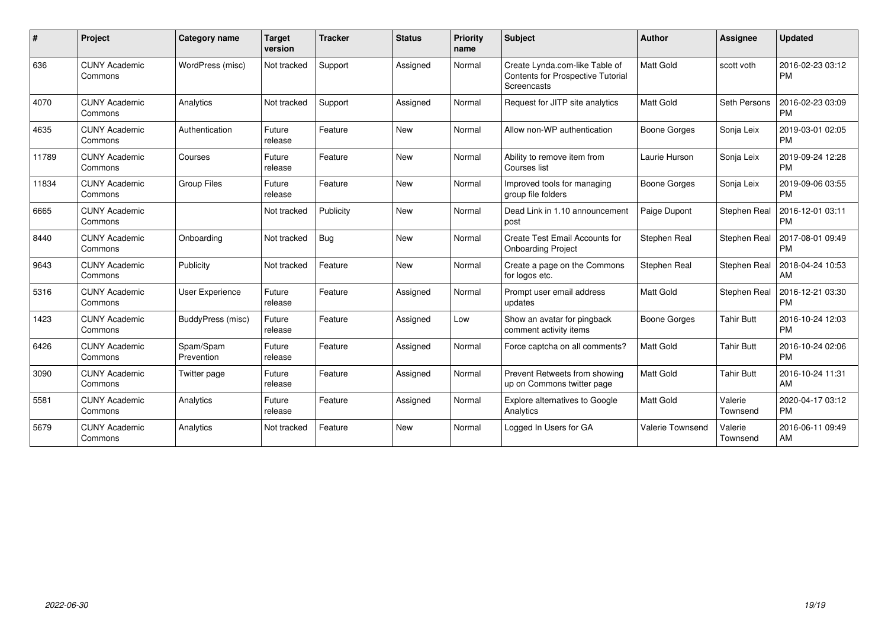| # | Project | Category name | Target version | Tracker | Status | Priority name | Subject | Author | Assignee | Updated |
|---|---|---|---|---|---|---|---|---|---|---|
| 636 | CUNY Academic Commons | WordPress (misc) | Not tracked | Support | Assigned | Normal | Create Lynda.com-like Table of Contents for Prospective Tutorial Screencasts | Matt Gold | scott voth | 2016-02-23 03:12 PM |
| 4070 | CUNY Academic Commons | Analytics | Not tracked | Support | Assigned | Normal | Request for JITP site analytics | Matt Gold | Seth Persons | 2016-02-23 03:09 PM |
| 4635 | CUNY Academic Commons | Authentication | Future release | Feature | New | Normal | Allow non-WP authentication | Boone Gorges | Sonja Leix | 2019-03-01 02:05 PM |
| 11789 | CUNY Academic Commons | Courses | Future release | Feature | New | Normal | Ability to remove item from Courses list | Laurie Hurson | Sonja Leix | 2019-09-24 12:28 PM |
| 11834 | CUNY Academic Commons | Group Files | Future release | Feature | New | Normal | Improved tools for managing group file folders | Boone Gorges | Sonja Leix | 2019-09-06 03:55 PM |
| 6665 | CUNY Academic Commons | | Not tracked | Publicity | New | Normal | Dead Link in 1.10 announcement post | Paige Dupont | Stephen Real | 2016-12-01 03:11 PM |
| 8440 | CUNY Academic Commons | Onboarding | Not tracked | Bug | New | Normal | Create Test Email Accounts for Onboarding Project | Stephen Real | Stephen Real | 2017-08-01 09:49 PM |
| 9643 | CUNY Academic Commons | Publicity | Not tracked | Feature | New | Normal | Create a page on the Commons for logos etc. | Stephen Real | Stephen Real | 2018-04-24 10:53 AM |
| 5316 | CUNY Academic Commons | User Experience | Future release | Feature | Assigned | Normal | Prompt user email address updates | Matt Gold | Stephen Real | 2016-12-21 03:30 PM |
| 1423 | CUNY Academic Commons | BuddyPress (misc) | Future release | Feature | Assigned | Low | Show an avatar for pingback comment activity items | Boone Gorges | Tahir Butt | 2016-10-24 12:03 PM |
| 6426 | CUNY Academic Commons | Spam/Spam Prevention | Future release | Feature | Assigned | Normal | Force captcha on all comments? | Matt Gold | Tahir Butt | 2016-10-24 02:06 PM |
| 3090 | CUNY Academic Commons | Twitter page | Future release | Feature | Assigned | Normal | Prevent Retweets from showing up on Commons twitter page | Matt Gold | Tahir Butt | 2016-10-24 11:31 AM |
| 5581 | CUNY Academic Commons | Analytics | Future release | Feature | Assigned | Normal | Explore alternatives to Google Analytics | Matt Gold | Valerie Townsend | 2020-04-17 03:12 PM |
| 5679 | CUNY Academic Commons | Analytics | Not tracked | Feature | New | Normal | Logged In Users for GA | Valerie Townsend | Valerie Townsend | 2016-06-11 09:49 AM |